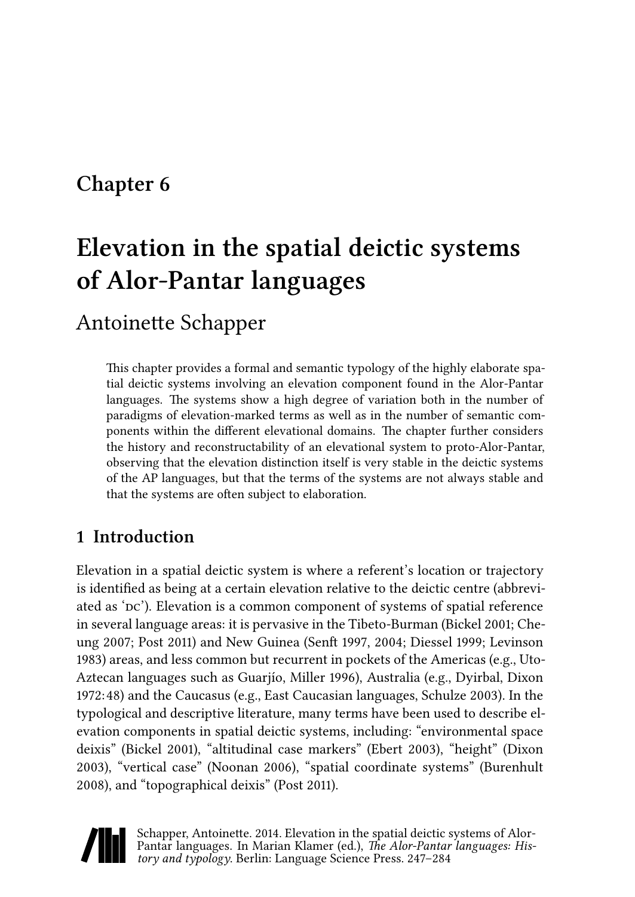# Chapter 6

# Elevation in the spatial deictic systems of Alor-Pantar languages

Antoinette Schapper

This chapter provides a formal and semantic typology of the highly elaborate spatial deictic systems involving an elevation component found in the Alor-Pantar languages. The systems show a high degree of variation both in the number of paradigms of elevation-marked terms as well as in the number of semantic components within the different elevational domains. The chapter further considers the history and reconstructability of an elevational system to proto-Alor-Pantar, observing that the elevation distinction itself is very stable in the deictic systems of the AP languages, but that the terms of the systems are not always stable and that the systems are often subject to elaboration.

## 1 Introduction

Elevation in a spatial deictic system is where a referent's location or trajectory is identified as being at a certain elevation relative to the deictic centre (abbreviated as 'DC'). Elevation is a common component of systems of spatial reference in several language areas: it is pervasive in the Tibeto-Burman (Bickel 2001; Cheung 2007; Post 2011) and New Guinea (Senft 1997, 2004; Diessel 1999; Levinson 1983) areas, and less common but recurrent in pockets of the Americas (e.g., Uto-Aztecan languages such as Guarjío, Miller 1996), Australia (e.g., Dyirbal, Dixon 1972: 48) and the Caucasus (e.g., East Caucasian languages, Schulze 2003). In the typological and descriptive literature, many terms have been used to describe elevation components in spatial deictic systems, including: "environmental space deixis" (Bickel 2001), "altitudinal case markers" (Ebert 2003), "height" (Dixon 2003), "vertical case" (Noonan 2006), "spatial coordinate systems" (Burenhult 2008), and "topographical deixis" (Post 2011).

Schapper, Antoinette. 2014. Elevation in the spatial deictic systems of Alor-Pantar languages. In Marian Klamer (ed.), *The Alor-Pantar languages: History and typology*. Berlin: Language Science Press. 247–284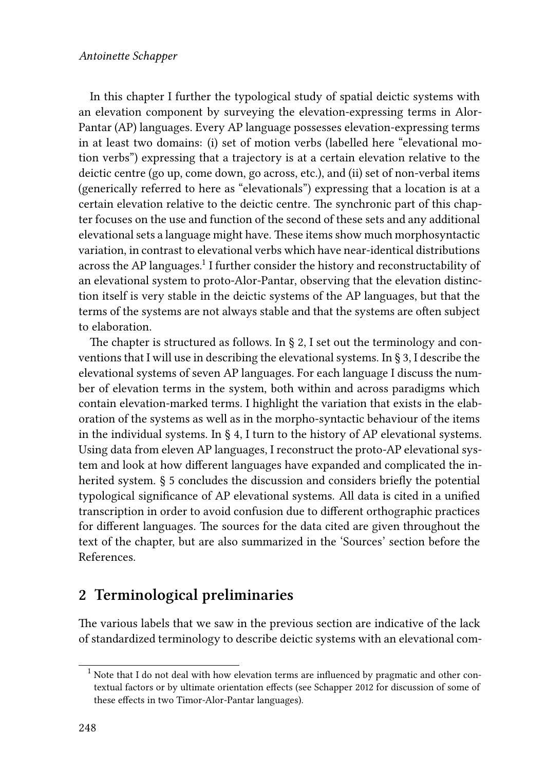In this chapter I further the typological study of spatial deictic systems with an elevation component by surveying the elevation-expressing terms in Alor-Pantar (AP) languages. Every AP language possesses elevation-expressing terms in at least two domains: (i) set of motion verbs (labelled here "elevational motion verbs") expressing that a trajectory is at a certain elevation relative to the deictic centre (go up, come down, go across, etc.), and (ii) set of non-verbal items (generically referred to here as "elevationals") expressing that a location is at a certain elevation relative to the deictic centre. The synchronic part of this chapter focuses on the use and function of the second of these sets and any additional elevational sets a language might have. These items show much morphosyntactic variation, in contrast to elevational verbs which have near-identical distributions across the AP languages.[1] I further consider the history and reconstructability of an elevational system to proto-Alor-Pantar, observing that the elevation distinction itself is very stable in the deictic systems of the AP languages, but that the terms of the systems are not always stable and that the systems are often subject to elaboration.

The chapter is structured as follows. In § 2, I set out the terminology and conventions that I will use in describing the elevational systems. In § 3, I describe the elevational systems of seven AP languages. For each language I discuss the number of elevation terms in the system, both within and across paradigms which contain elevation-marked terms. I highlight the variation that exists in the elaboration of the systems as well as in the morpho-syntactic behaviour of the items in the individual systems. In § 4, I turn to the history of AP elevational systems. Using data from eleven AP languages, I reconstruct the proto-AP elevational system and look at how different languages have expanded and complicated the inherited system. § 5 concludes the discussion and considers briefly the potential typological significance of AP elevational systems. All data is cited in a unified transcription in order to avoid confusion due to different orthographic practices for different languages. The sources for the data cited are given throughout the text of the chapter, but are also summarized in the 'Sources' section before the References.

## 2 Terminological preliminaries

The various labels that we saw in the previous section are indicative of the lack of standardized terminology to describe deictic systems with an elevational com-

[1] Note that I do not deal with how elevation terms are influenced by pragmatic and other contextual factors or by ultimate orientation effects (see Schapper 2012 for discussion of some of these effects in two Timor-Alor-Pantar languages).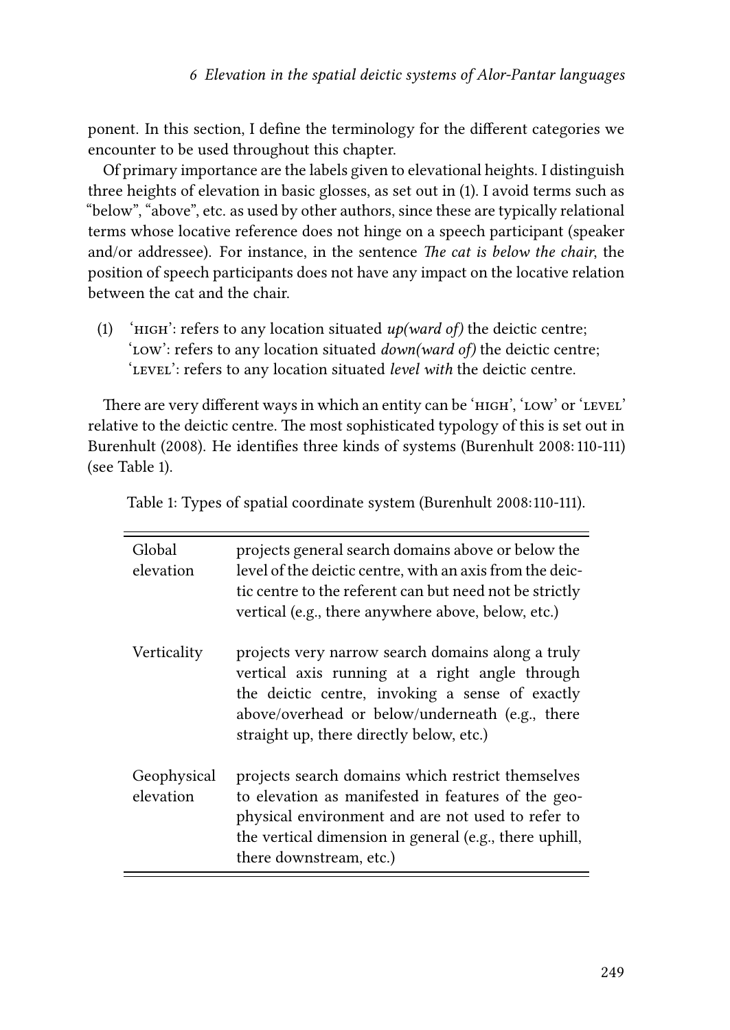ponent. In this section, I define the terminology for the different categories we encounter to be used throughout this chapter.

Of primary importance are the labels given to elevational heights. I distinguish three heights of elevation in basic glosses, as set out in (1). I avoid terms such as "below", "above", etc. as used by other authors, since these are typically relational terms whose locative reference does not hinge on a speech participant (speaker and/or addressee). For instance, in the sentence *The cat is below the chair*, the position of speech participants does not have any impact on the locative relation between the cat and the chair.

(1) 'HIGH': refers to any location situated *up(ward of)* the deictic centre;
'LOW': refers to any location situated *down(ward of)* the deictic centre;
'LEVEL': refers to any location situated *level with* the deictic centre.

There are very different ways in which an entity can be 'HIGH', 'LOW' or 'LEVEL' relative to the deictic centre. The most sophisticated typology of this is set out in Burenhult (2008). He identifies three kinds of systems (Burenhult 2008: 110-111) (see Table 1).

Table 1: Types of spatial coordinate system (Burenhult 2008:110-111).

| | |
|---|---|
| Global elevation | projects general search domains above or below the level of the deictic centre, with an axis from the deictic centre to the referent can but need not be strictly vertical (e.g., there anywhere above, below, etc.) |
| Verticality | projects very narrow search domains along a truly vertical axis running at a right angle through the deictic centre, invoking a sense of exactly above/overhead or below/underneath (e.g., there straight up, there directly below, etc.) |
| Geophysical elevation | projects search domains which restrict themselves to elevation as manifested in features of the geophysical environment and are not used to refer to the vertical dimension in general (e.g., there uphill, there downstream, etc.) |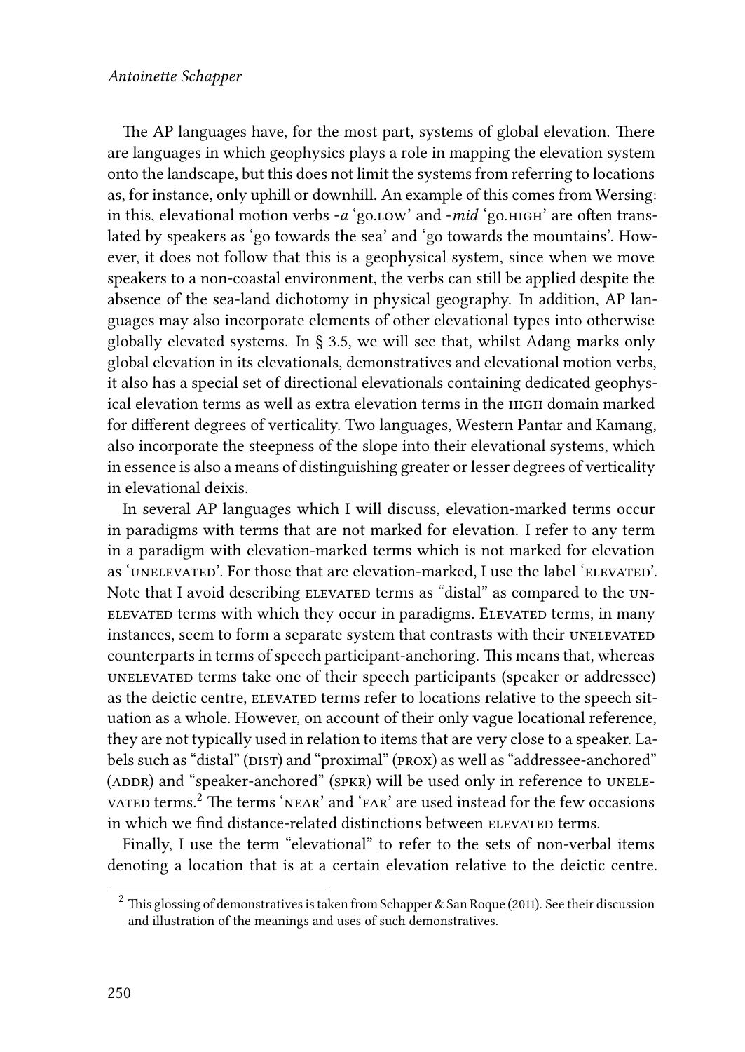The AP languages have, for the most part, systems of global elevation. There are languages in which geophysics plays a role in mapping the elevation system onto the landscape, but this does not limit the systems from referring to locations as, for instance, only uphill or downhill. An example of this comes from Wersing: in this, elevational motion verbs *-a* 'go.LOW' and *-mid* 'go.HIGH' are often translated by speakers as 'go towards the sea' and 'go towards the mountains'. However, it does not follow that this is a geophysical system, since when we move speakers to a non-coastal environment, the verbs can still be applied despite the absence of the sea-land dichotomy in physical geography. In addition, AP languages may also incorporate elements of other elevational types into otherwise globally elevated systems. In § 3.5, we will see that, whilst Adang marks only global elevation in its elevationals, demonstratives and elevational motion verbs, it also has a special set of directional elevationals containing dedicated geophysical elevation terms as well as extra elevation terms in the HIGH domain marked for different degrees of verticality. Two languages, Western Pantar and Kamang, also incorporate the steepness of the slope into their elevational systems, which in essence is also a means of distinguishing greater or lesser degrees of verticality in elevational deixis.

In several AP languages which I will discuss, elevation-marked terms occur in paradigms with terms that are not marked for elevation. I refer to any term in a paradigm with elevation-marked terms which is not marked for elevation as 'UNELEVATED'. For those that are elevation-marked, I use the label 'ELEVATED'. Note that I avoid describing ELEVATED terms as "distal" as compared to the UNELEVATED terms with which they occur in paradigms. ELEVATED terms, in many instances, seem to form a separate system that contrasts with their UNELEVATED counterparts in terms of speech participant-anchoring. This means that, whereas UNELEVATED terms take one of their speech participants (speaker or addressee) as the deictic centre, ELEVATED terms refer to locations relative to the speech situation as a whole. However, on account of their only vague locational reference, they are not typically used in relation to items that are very close to a speaker. Labels such as "distal" (DIST) and "proximal" (PROX) as well as "addressee-anchored" (ADDR) and "speaker-anchored" (SPKR) will be used only in reference to UNELEVATED terms.[2] The terms 'NEAR' and 'FAR' are used instead for the few occasions in which we find distance-related distinctions between ELEVATED terms.

Finally, I use the term "elevational" to refer to the sets of non-verbal items denoting a location that is at a certain elevation relative to the deictic centre.

[2] This glossing of demonstratives is taken from Schapper & San Roque (2011). See their discussion and illustration of the meanings and uses of such demonstratives.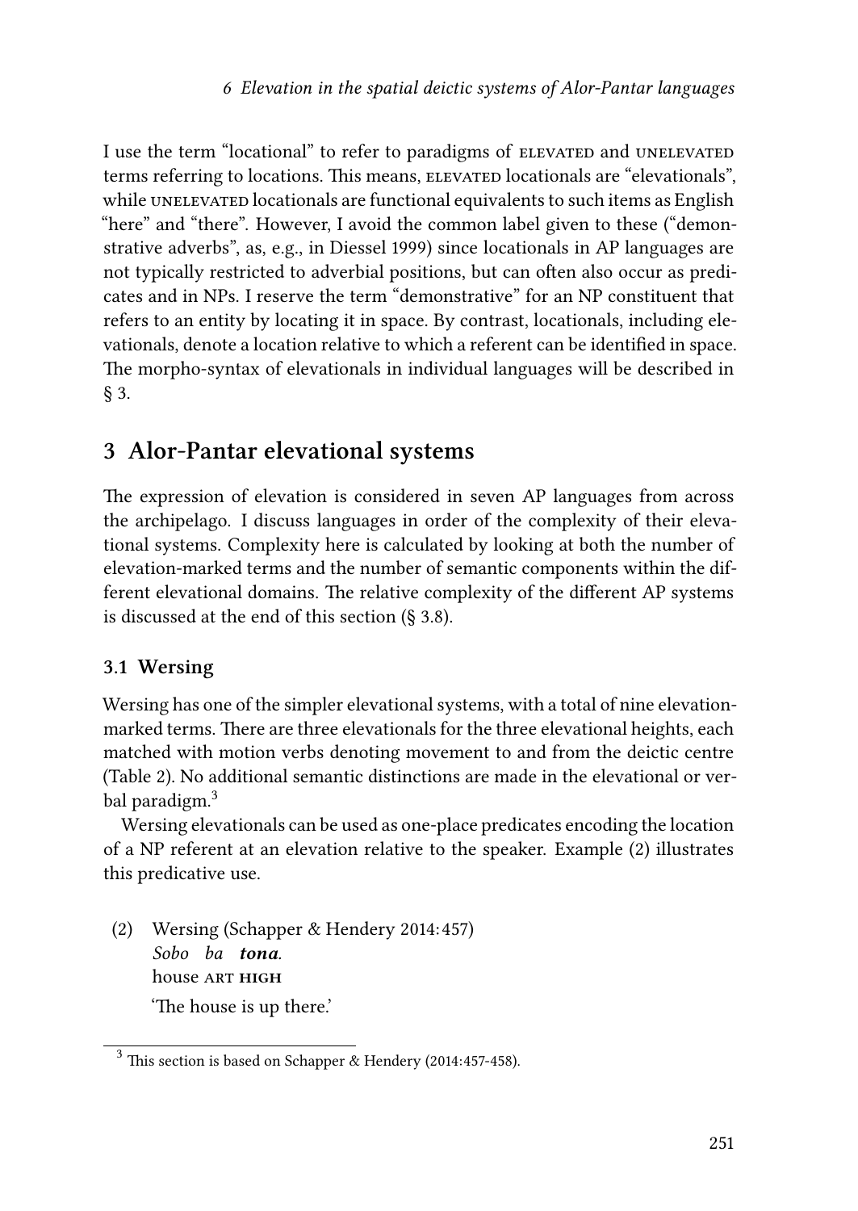I use the term "locational" to refer to paradigms of ELEVATED and UNELEVATED terms referring to locations. This means, ELEVATED locationals are "elevationals", while UNELEVATED locationals are functional equivalents to such items as English "here" and "there". However, I avoid the common label given to these ("demonstrative adverbs", as, e.g., in Diessel 1999) since locationals in AP languages are not typically restricted to adverbial positions, but can often also occur as predicates and in NPs. I reserve the term "demonstrative" for an NP constituent that refers to an entity by locating it in space. By contrast, locationals, including elevationals, denote a location relative to which a referent can be identified in space. The morpho-syntax of elevationals in individual languages will be described in § 3.

## 3 Alor-Pantar elevational systems

The expression of elevation is considered in seven AP languages from across the archipelago. I discuss languages in order of the complexity of their elevational systems. Complexity here is calculated by looking at both the number of elevation-marked terms and the number of semantic components within the different elevational domains. The relative complexity of the different AP systems is discussed at the end of this section (§ 3.8).

### 3.1 Wersing

Wersing has one of the simpler elevational systems, with a total of nine elevation-marked terms. There are three elevationals for the three elevational heights, each matched with motion verbs denoting movement to and from the deictic centre (Table 2). No additional semantic distinctions are made in the elevational or verbal paradigm.[3]

Wersing elevationals can be used as one-place predicates encoding the location of a NP referent at an elevation relative to the speaker. Example (2) illustrates this predicative use.

(2) Wersing (Schapper & Hendery 2014: 457)
*Sobo ba **tona**.*
house ART **HIGH**
'The house is up there.'

[3] This section is based on Schapper & Hendery (2014:457-458).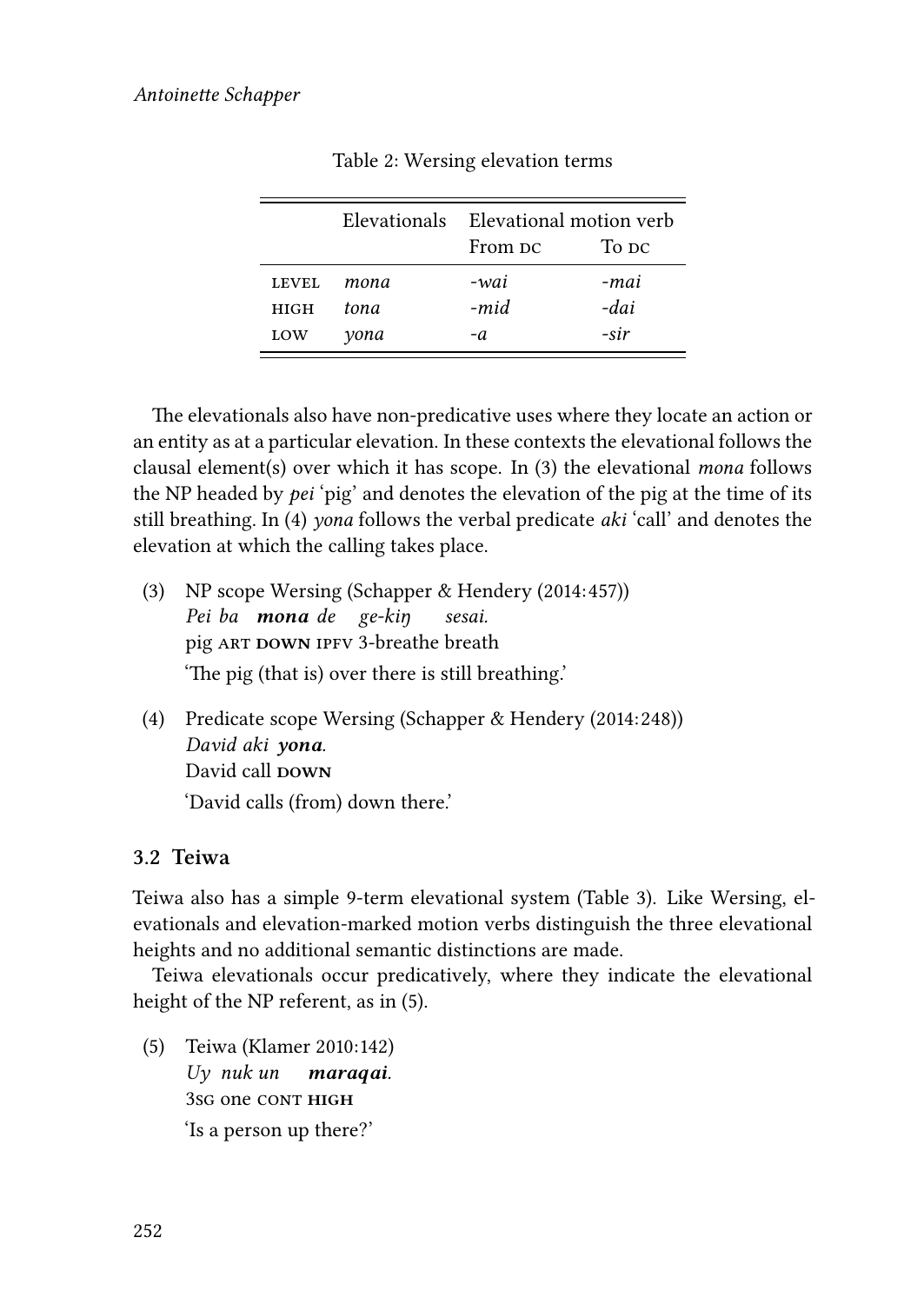Table 2: Wersing elevation terms

| | Elevationals | Elevational motion verb | |
|---|---|---|---|
| | | From DC | To DC |
| LEVEL | *mona* | *-wai* | *-mai* |
| HIGH | *tona* | *-mid* | *-dai* |
| LOW | *yona* | *-a* | *-sir* |

The elevationals also have non-predicative uses where they locate an action or an entity as at a particular elevation. In these contexts the elevational follows the clausal element(s) over which it has scope. In (3) the elevational *mona* follows the NP headed by *pei* 'pig' and denotes the elevation of the pig at the time of its still breathing. In (4) *yona* follows the verbal predicate *aki* 'call' and denotes the elevation at which the calling takes place.

(3) NP scope Wersing (Schapper & Hendery (2014:457))
*Pei ba* ***mona*** *de ge-kiŋ sesai.*
pig ART **DOWN** IPFV 3-breathe breath
'The pig (that is) over there is still breathing.'

(4) Predicate scope Wersing (Schapper & Hendery (2014:248))
*David aki* ***yona****.*
David call **DOWN**
'David calls (from) down there.'

### 3.2 Teiwa

Teiwa also has a simple 9-term elevational system (Table 3). Like Wersing, elevationals and elevation-marked motion verbs distinguish the three elevational heights and no additional semantic distinctions are made.

Teiwa elevationals occur predicatively, where they indicate the elevational height of the NP referent, as in (5).

(5) Teiwa (Klamer 2010:142)
*Uy nuk un* ***maraqai****.*
3SG one CONT **HIGH**
'Is a person up there?'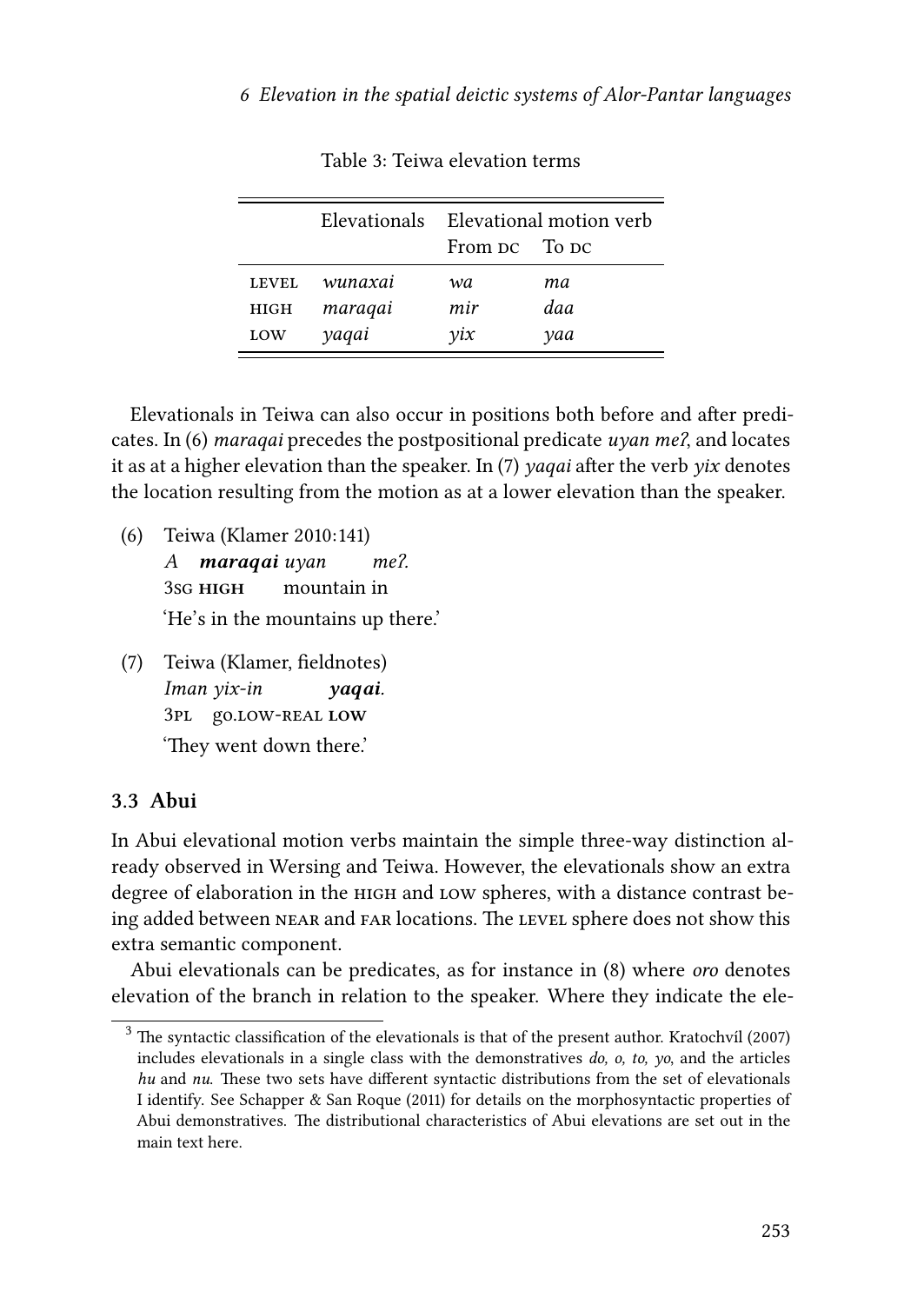Table 3: Teiwa elevation terms

| | Elevationals | Elevational motion verb | |
|---|---|---|---|
| | | From DC | To DC |
| LEVEL | *wunaxai* | *wa* | *ma* |
| HIGH | *maraqai* | *mir* | *daa* |
| LOW | *yaqai* | *yix* | *yaa* |

Elevationals in Teiwa can also occur in positions both before and after predicates. In (6) *maraqai* precedes the postpositional predicate *uyan me?*, and locates it as at a higher elevation than the speaker. In (7) *yaqai* after the verb *yix* denotes the location resulting from the motion as at a lower elevation than the speaker.

(6) Teiwa (Klamer 2010:141)
*A* ***maraqai*** *uyan* *me?.*
3SG **HIGH** mountain in
'He's in the mountains up there.'

(7) Teiwa (Klamer, fieldnotes)
*Iman* *yix-in* ***yaqai.***
3PL go.LOW-REAL **LOW**
'They went down there.'

### 3.3 Abui

In Abui elevational motion verbs maintain the simple three-way distinction already observed in Wersing and Teiwa. However, the elevationals show an extra degree of elaboration in the HIGH and LOW spheres, with a distance contrast being added between NEAR and FAR locations. The LEVEL sphere does not show this extra semantic component.

Abui elevationals can be predicates, as for instance in (8) where *oro* denotes elevation of the branch in relation to the speaker. Where they indicate the ele-

[3] The syntactic classification of the elevationals is that of the present author. Kratochvíl (2007) includes elevationals in a single class with the demonstratives *do, o, to, yo*, and the articles *hu* and *nu*. These two sets have different syntactic distributions from the set of elevationals I identify. See Schapper & San Roque (2011) for details on the morphosyntactic properties of Abui demonstratives. The distributional characteristics of Abui elevations are set out in the main text here.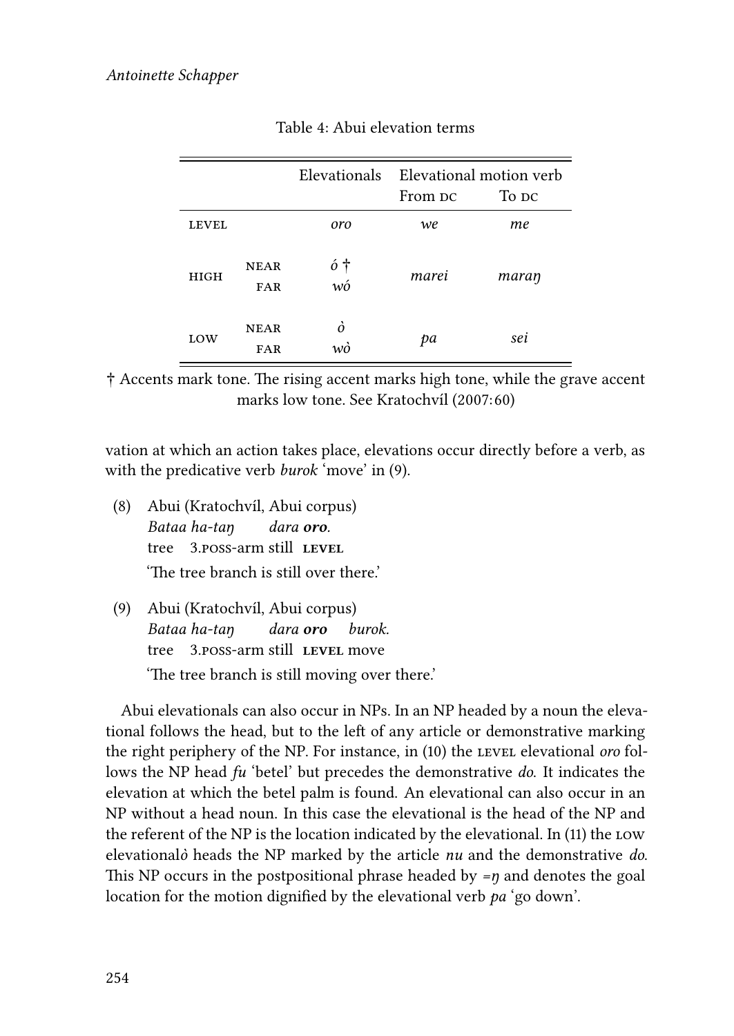Table 4: Abui elevation terms

| | | Elevationals | Elevational motion verb | |
|---|---|---|---|---|
| | | | From DC | To DC |
| LEVEL | | *oro* | *we* | *me* |
| HIGH | NEAR | *ó* † | *marei* | *maraŋ* |
| | FAR | *wó* | | |
| LOW | NEAR | *ò* | *pa* | *sei* |
| | FAR | *wò* | | |

† Accents mark tone. The rising accent marks high tone, while the grave accent marks low tone. See Kratochvíl (2007:60)

vation at which an action takes place, elevations occur directly before a verb, as with the predicative verb *burok* 'move' in (9).

(8) Abui (Kratochvíl, Abui corpus)
*Bataa ha-taŋ dara* ***oro****.*
tree 3.POSS-arm still **LEVEL**
'The tree branch is still over there.'

(9) Abui (Kratochvíl, Abui corpus)
*Bataa ha-taŋ dara* ***oro*** *burok.*
tree 3.POSS-arm still **LEVEL** move
'The tree branch is still moving over there.'

Abui elevationals can also occur in NPs. In an NP headed by a noun the elevational follows the head, but to the left of any article or demonstrative marking the right periphery of the NP. For instance, in (10) the LEVEL elevational *oro* follows the NP head *fu* 'betel' but precedes the demonstrative *do*. It indicates the elevation at which the betel palm is found. An elevational can also occur in an NP without a head noun. In this case the elevational is the head of the NP and the referent of the NP is the location indicated by the elevational. In (11) the LOW elevational*ò* heads the NP marked by the article *nu* and the demonstrative *do*. This NP occurs in the postpositional phrase headed by *=ŋ* and denotes the goal location for the motion dignified by the elevational verb *pa* 'go down'.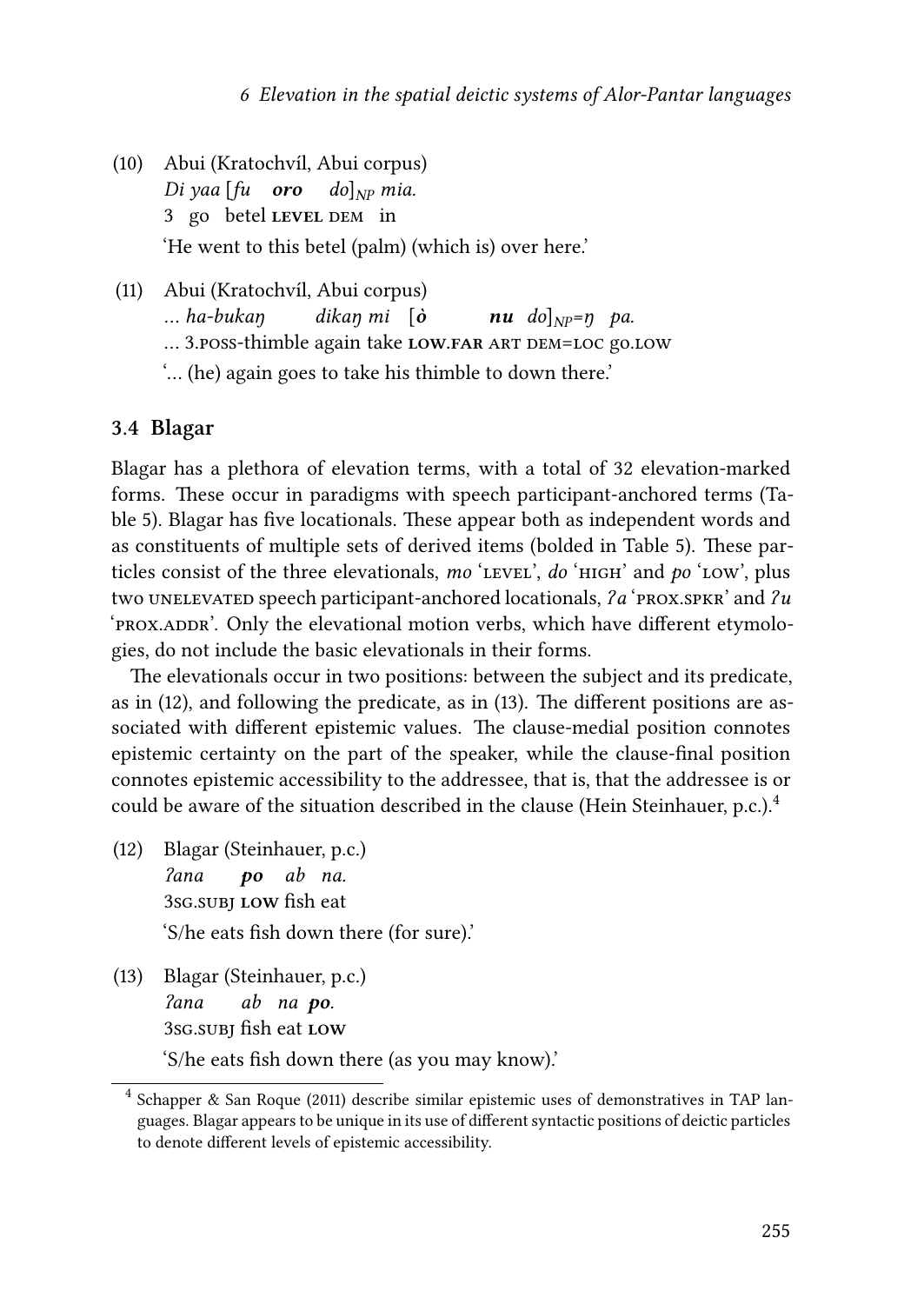(10) Abui (Kratochvíl, Abui corpus)
*Di yaa [fu* ***oro*** *do]$_{NP}$ mia.*
3 go betel LEVEL DEM in
'He went to this betel (palm) (which is) over here.'

(11) Abui (Kratochvíl, Abui corpus)
*... ha-bukaŋ dikaŋ mi [****ò*** ***nu*** *do]$_{NP}$=ŋ pa.*
... 3.POSS-thimble again take LOW.FAR ART DEM=LOC go.LOW
'... (he) again goes to take his thimble to down there.'

### 3.4 Blagar

Blagar has a plethora of elevation terms, with a total of 32 elevation-marked forms. These occur in paradigms with speech participant-anchored terms (Table 5). Blagar has five locationals. These appear both as independent words and as constituents of multiple sets of derived items (bolded in Table 5). These particles consist of the three elevationals, *mo* 'LEVEL', *do* 'HIGH' and *po* 'LOW', plus two UNELEVATED speech participant-anchored locationals, *ʔa* 'PROX.SPKR' and *ʔu* 'PROX.ADDR'. Only the elevational motion verbs, which have different etymologies, do not include the basic elevationals in their forms.

The elevationals occur in two positions: between the subject and its predicate, as in (12), and following the predicate, as in (13). The different positions are associated with different epistemic values. The clause-medial position connotes epistemic certainty on the part of the speaker, while the clause-final position connotes epistemic accessibility to the addressee, that is, that the addressee is or could be aware of the situation described in the clause (Hein Steinhauer, p.c.).[4]

(12) Blagar (Steinhauer, p.c.)
*ʔana* ***po*** *ab na.*
3SG.SUBJ LOW fish eat
'S/he eats fish down there (for sure).'

(13) Blagar (Steinhauer, p.c.)
*ʔana ab na* ***po****.*
3SG.SUBJ fish eat LOW
'S/he eats fish down there (as you may know).'

[4] Schapper & San Roque (2011) describe similar epistemic uses of demonstratives in TAP languages. Blagar appears to be unique in its use of different syntactic positions of deictic particles to denote different levels of epistemic accessibility.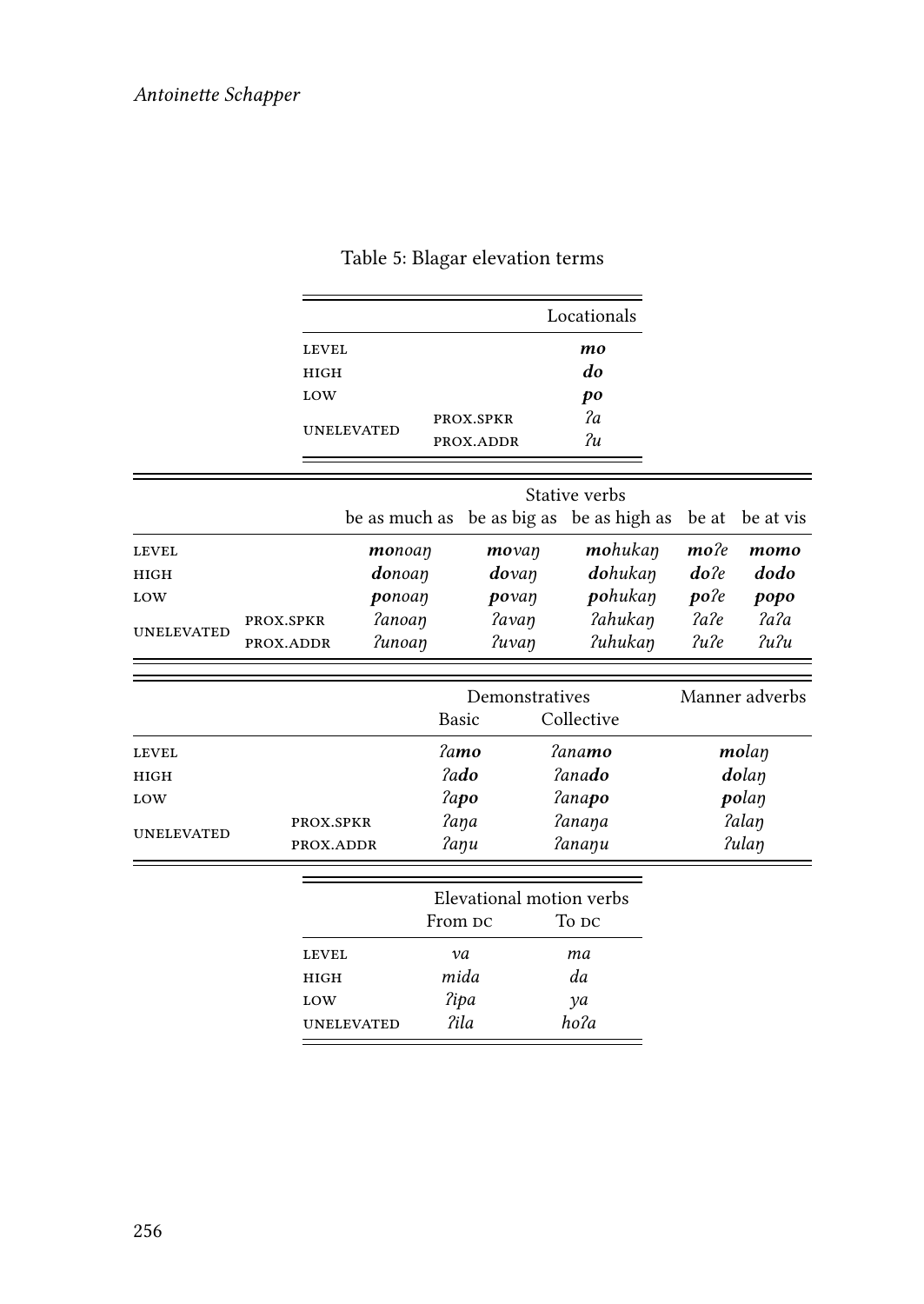Table 5: Blagar elevation terms

| | | Locationals |
|---|---|---|
| LEVEL | | ***mo*** |
| HIGH | | ***do*** |
| LOW | | ***po*** |
| UNELEVATED | PROX.SPKR | *ʔa* |
| | PROX.ADDR | *ʔu* |

| | | Stative verbs | | | | |
|---|---|---|---|---|---|---|
| | | be as much as | be as big as | be as high as | be at | be at vis |
| LEVEL | | ***mo**noaŋ* | ***mo**vaŋ* | ***mo**hukaŋ* | ***mo**ʔe* | ***momo*** |
| HIGH | | ***do**noaŋ* | ***do**vaŋ* | ***do**hukaŋ* | ***do**ʔe* | ***dodo*** |
| LOW | | ***po**noaŋ* | ***po**vaŋ* | ***po**hukaŋ* | ***po**ʔe* | ***popo*** |
| UNELEVATED | PROX.SPKR | *ʔanoaŋ* | *ʔavaŋ* | *ʔahukaŋ* | *ʔaʔe* | *ʔaʔa* |
| | PROX.ADDR | *ʔunoaŋ* | *ʔuvaŋ* | *ʔuhukaŋ* | *ʔuʔe* | *ʔuʔu* |

| | | Demonstratives | | Manner adverbs |
|---|---|---|---|---|
| | | Basic | Collective | |
| LEVEL | | *ʔa**mo*** | *ʔana**mo*** | ***mo**laŋ* |
| HIGH | | *ʔa**do*** | *ʔana**do*** | ***do**laŋ* |
| LOW | | *ʔa**po*** | *ʔana**po*** | ***po**laŋ* |
| UNELEVATED | PROX.SPKR | *ʔaŋa* | *ʔanaŋa* | *ʔalaŋ* |
| | PROX.ADDR | *ʔaŋu* | *ʔanaŋu* | *ʔulaŋ* |

| | Elevational motion verbs | |
|---|---|---|
| | From DC | To DC |
| LEVEL | *va* | *ma* |
| HIGH | *mida* | *da* |
| LOW | *ʔipa* | *ya* |
| UNELEVATED | *ʔila* | *hoʔa* |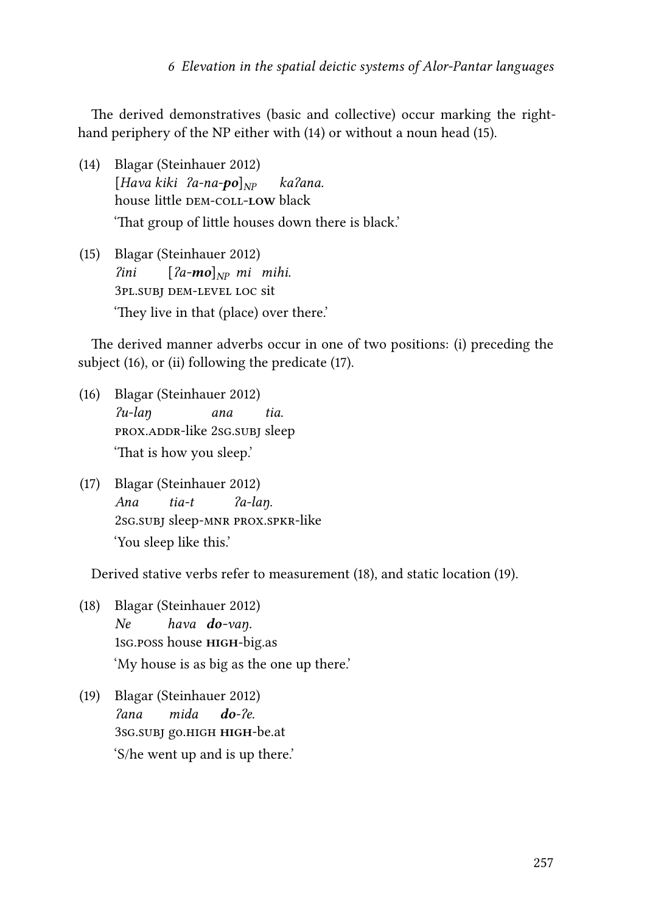The derived demonstratives (basic and collective) occur marking the right-hand periphery of the NP either with (14) or without a noun head (15).

(14) Blagar (Steinhauer 2012)
*[Hava kiki ʔa-na-**po**]$_{NP}$ kaʔana.*
house little DEM-COLL-**LOW** black
'That group of little houses down there is black.'

(15) Blagar (Steinhauer 2012)
*ʔini [ʔa-**mo**]$_{NP}$ mi mihi.*
3PL.SUBJ DEM-LEVEL LOC sit
'They live in that (place) over there.'

The derived manner adverbs occur in one of two positions: (i) preceding the subject (16), or (ii) following the predicate (17).

(16) Blagar (Steinhauer 2012)
*ʔu-laŋ ana tia.*
PROX.ADDR-like 2SG.SUBJ sleep
'That is how you sleep.'

(17) Blagar (Steinhauer 2012)
*Ana tia-t ʔa-laŋ.*
2SG.SUBJ sleep-MNR PROX.SPKR-like
'You sleep like this.'

Derived stative verbs refer to measurement (18), and static location (19).

(18) Blagar (Steinhauer 2012)
*Ne hava **do**-vaŋ.*
1SG.POSS house **HIGH**-big.as
'My house is as big as the one up there.'

(19) Blagar (Steinhauer 2012)
*ʔana mida **do**-ʔe.*
3SG.SUBJ go.HIGH **HIGH**-be.at
'S/he went up and is up there.'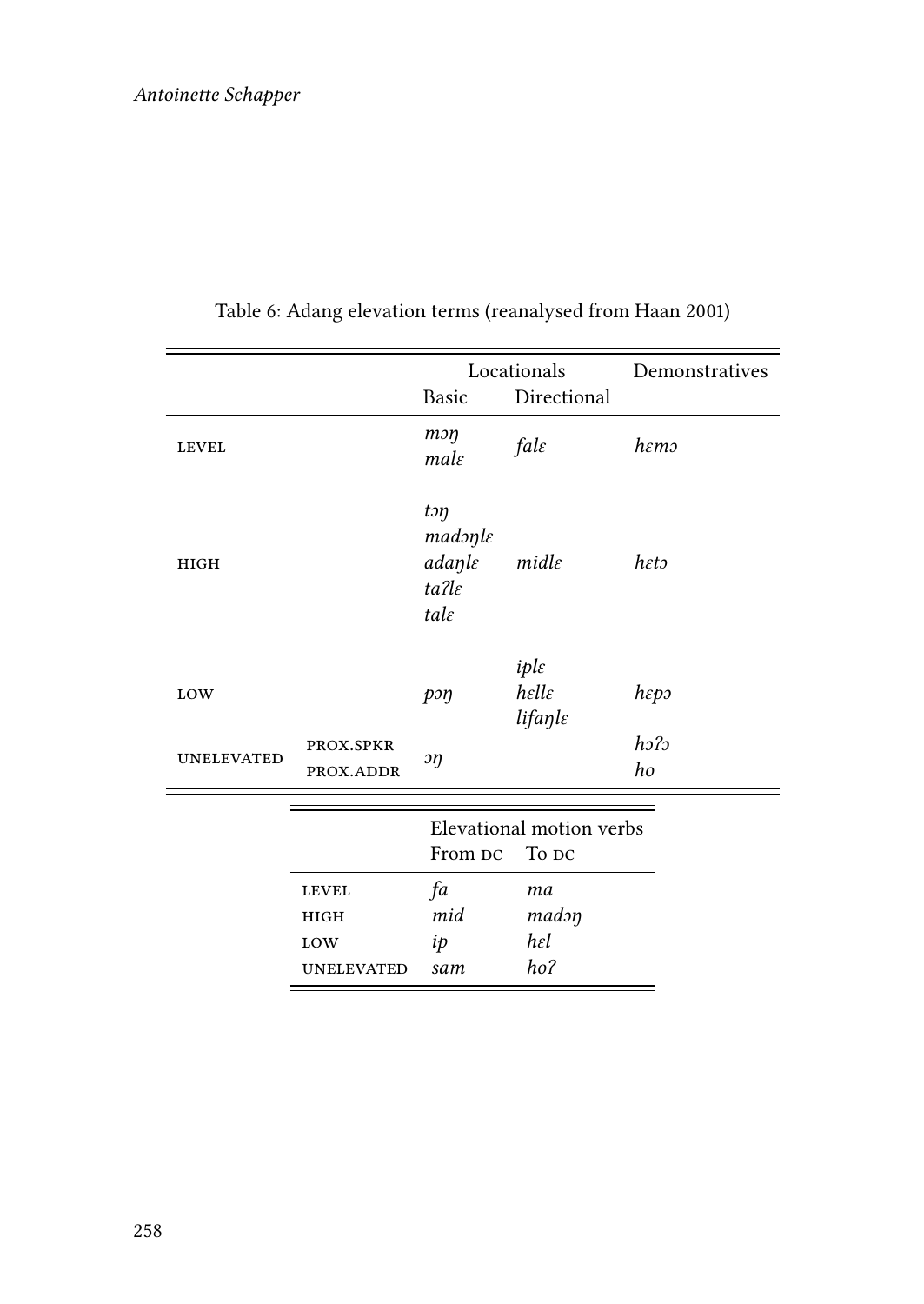Table 6: Adang elevation terms (reanalysed from Haan 2001)

| | | Locationals | | Demonstratives |
|---|---|---|---|---|
| | | Basic | Directional | |
| LEVEL | | *mɔŋ* *malɛ* | *falɛ* | *hɛmɔ* |
| HIGH | | *tɔŋ* *madɔŋlɛ* *adaŋlɛ* *taʔlɛ* *talɛ* | *midlɛ* | *hɛtɔ* |
| LOW | | *pɔŋ* | *iplɛ* *hɛllɛ* *lifaŋlɛ* | *hɛpɔ* |
| UNELEVATED | PROX.SPKR | *ɔŋ* | | *hɔʔɔ* |
| | PROX.ADDR | | | *ho* |

| | Elevational motion verbs | |
|---|---|---|
| | From DC | To DC |
| LEVEL | *fa* | *ma* |
| HIGH | *mid* | *madɔŋ* |
| LOW | *ip* | *hɛl* |
| UNELEVATED | *sam* | *hoʔ* |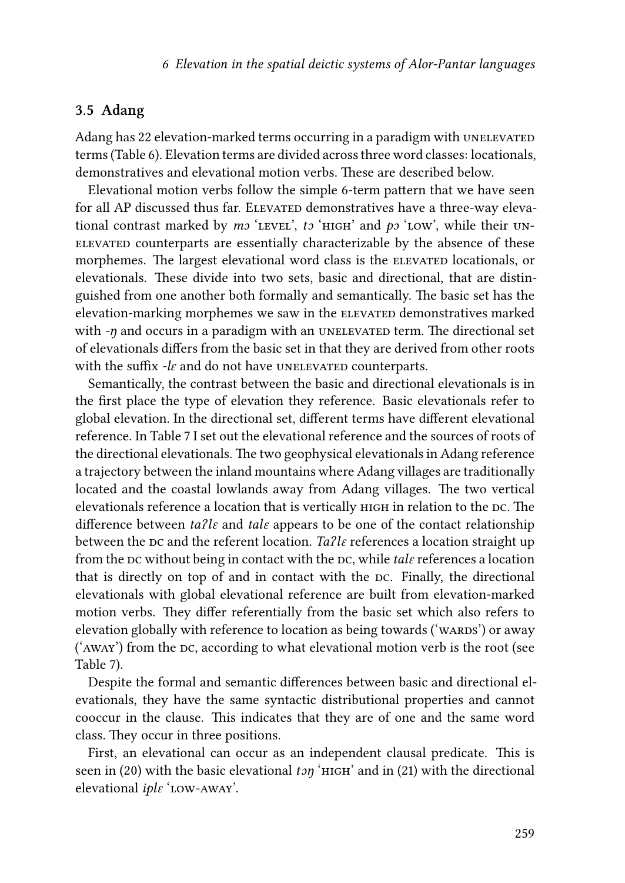### 3.5 Adang

Adang has 22 elevation-marked terms occurring in a paradigm with UNELEVATED terms (Table 6). Elevation terms are divided across three word classes: locationals, demonstratives and elevational motion verbs. These are described below.

Elevational motion verbs follow the simple 6-term pattern that we have seen for all AP discussed thus far. ELEVATED demonstratives have a three-way elevational contrast marked by *mɔ* 'LEVEL', *tɔ* 'HIGH' and *pɔ* 'LOW', while their UNELEVATED counterparts are essentially characterizable by the absence of these morphemes. The largest elevational word class is the ELEVATED locationals, or elevationals. These divide into two sets, basic and directional, that are distinguished from one another both formally and semantically. The basic set has the elevation-marking morphemes we saw in the ELEVATED demonstratives marked with *-ŋ* and occurs in a paradigm with an UNELEVATED term. The directional set of elevationals differs from the basic set in that they are derived from other roots with the suffix *-lɛ* and do not have UNELEVATED counterparts.

Semantically, the contrast between the basic and directional elevationals is in the first place the type of elevation they reference. Basic elevationals refer to global elevation. In the directional set, different terms have different elevational reference. In Table 7 I set out the elevational reference and the sources of roots of the directional elevationals. The two geophysical elevationals in Adang reference a trajectory between the inland mountains where Adang villages are traditionally located and the coastal lowlands away from Adang villages. The two vertical elevationals reference a location that is vertically HIGH in relation to the DC. The difference between *taʔlɛ* and *talɛ* appears to be one of the contact relationship between the DC and the referent location. *Taʔlɛ* references a location straight up from the DC without being in contact with the DC, while *talɛ* references a location that is directly on top of and in contact with the DC. Finally, the directional elevationals with global elevational reference are built from elevation-marked motion verbs. They differ referentially from the basic set which also refers to elevation globally with reference to location as being towards ('WARDS') or away ('AWAY') from the DC, according to what elevational motion verb is the root (see Table 7).

Despite the formal and semantic differences between basic and directional elevationals, they have the same syntactic distributional properties and cannot cooccur in the clause. This indicates that they are of one and the same word class. They occur in three positions.

First, an elevational can occur as an independent clausal predicate. This is seen in (20) with the basic elevational *tɔŋ* 'HIGH' and in (21) with the directional elevational *iplɛ* 'LOW-AWAY'.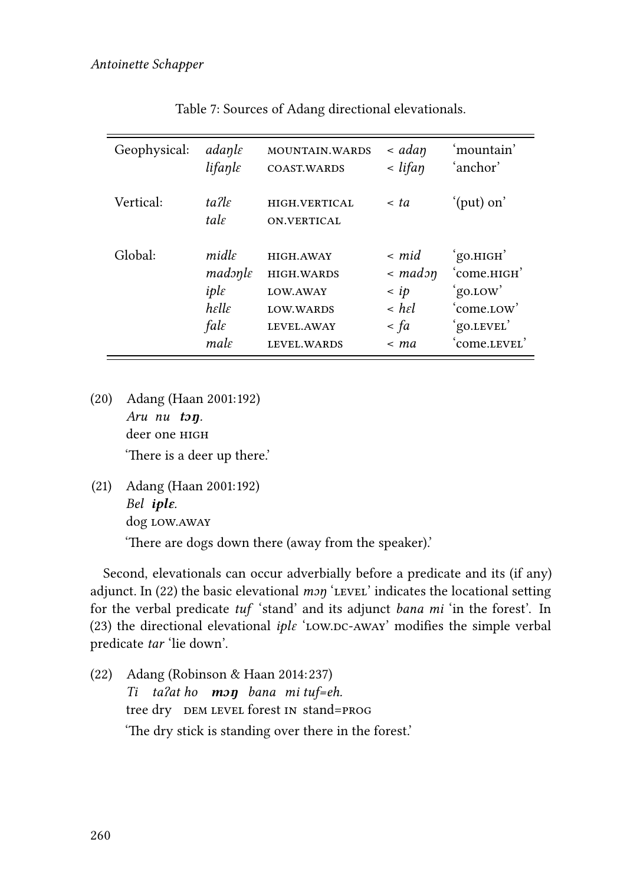Table 7: Sources of Adang directional elevationals.

| | | | | |
|---|---|---|---|---|
| Geophysical: | *adaŋlɛ* | MOUNTAIN.WARDS | < *adaŋ* | 'mountain' |
| | *lifaŋlɛ* | COAST.WARDS | < *lifaŋ* | 'anchor' |
| Vertical: | *taʔlɛ* | HIGH.VERTICAL | < *ta* | '(put) on' |
| | *talɛ* | ON.VERTICAL | | |
| Global: | *midlɛ* | HIGH.AWAY | < *mid* | 'go.HIGH' |
| | *madɔŋlɛ* | HIGH.WARDS | < *madɔŋ* | 'come.HIGH' |
| | *iplɛ* | LOW.AWAY | < *ip* | 'go.LOW' |
| | *hɛllɛ* | LOW.WARDS | < *hɛl* | 'come.LOW' |
| | *falɛ* | LEVEL.AWAY | < *fa* | 'go.LEVEL' |
| | *malɛ* | LEVEL.WARDS | < *ma* | 'come.LEVEL' |

(20) Adang (Haan 2001:192)
*Aru nu* ***tɔŋ***.
deer one HIGH
'There is a deer up there.'

(21) Adang (Haan 2001:192)
*Bel* ***iplɛ***.
dog LOW.AWAY
'There are dogs down there (away from the speaker).'

Second, elevationals can occur adverbially before a predicate and its (if any) adjunct. In (22) the basic elevational *mɔŋ* 'LEVEL' indicates the locational setting for the verbal predicate *tuf* 'stand' and its adjunct *bana mi* 'in the forest'. In (23) the directional elevational *iplɛ* 'LOW.DC-AWAY' modifies the simple verbal predicate *tar* 'lie down'.

(22) Adang (Robinson & Haan 2014:237)
*Ti taʔat ho* ***mɔŋ*** *bana mi tuf=eh.*
tree dry DEM LEVEL forest IN stand=PROG
'The dry stick is standing over there in the forest.'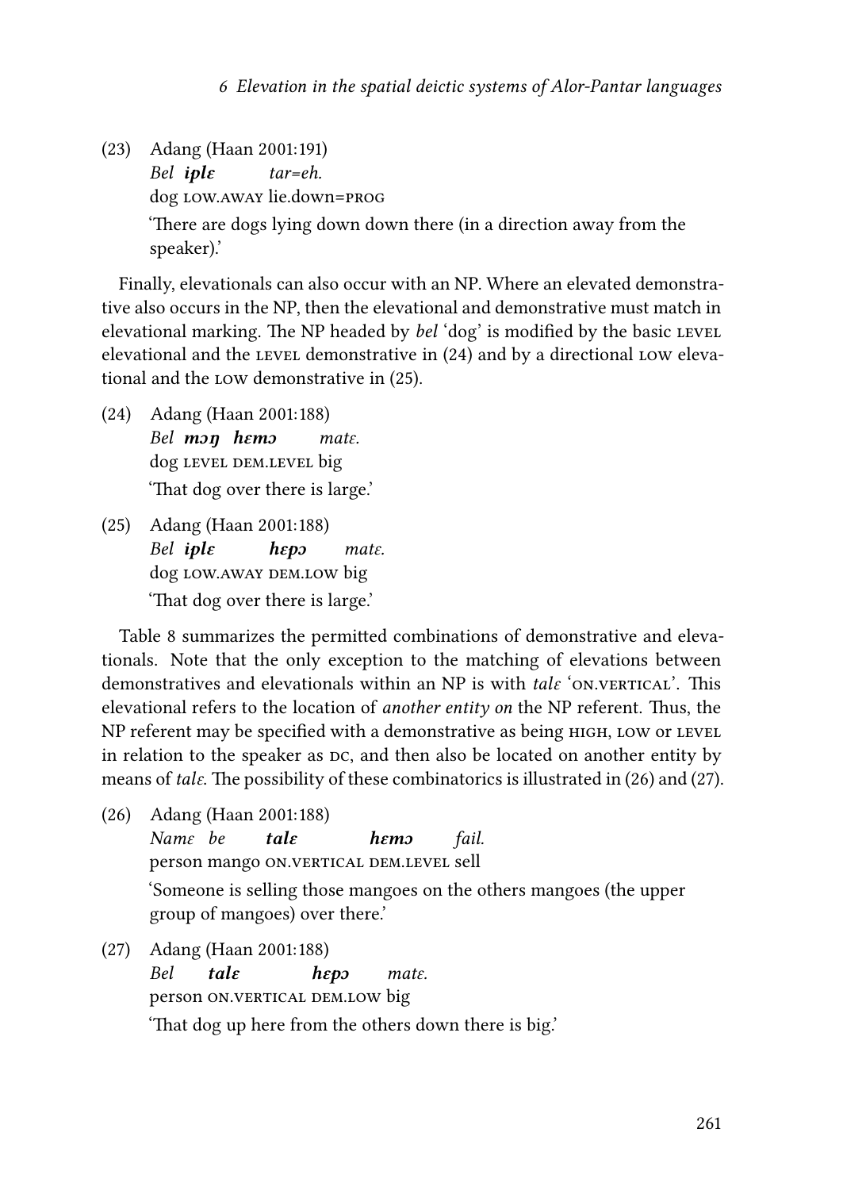(23) Adang (Haan 2001:191)
*Bel* ***iplɛ*** *tar=eh.*
dog LOW.AWAY lie.down=PROG
'There are dogs lying down down there (in a direction away from the speaker).'

Finally, elevationals can also occur with an NP. Where an elevated demonstrative also occurs in the NP, then the elevational and demonstrative must match in elevational marking. The NP headed by *bel* 'dog' is modified by the basic LEVEL elevational and the LEVEL demonstrative in (24) and by a directional LOW elevational and the LOW demonstrative in (25).

(24) Adang (Haan 2001:188)
*Bel* ***mɔŋ hɛmɔ*** *matɛ.*
dog LEVEL DEM.LEVEL big
'That dog over there is large.'

(25) Adang (Haan 2001:188)
*Bel* ***iplɛ hɛpɔ*** *matɛ.*
dog LOW.AWAY DEM.LOW big
'That dog over there is large.'

Table 8 summarizes the permitted combinations of demonstrative and elevationals. Note that the only exception to the matching of elevations between demonstratives and elevationals within an NP is with *talɛ* 'ON.VERTICAL'. This elevational refers to the location of *another entity on* the NP referent. Thus, the NP referent may be specified with a demonstrative as being HIGH, LOW or LEVEL in relation to the speaker as DC, and then also be located on another entity by means of *talɛ*. The possibility of these combinatorics is illustrated in (26) and (27).

(26) Adang (Haan 2001:188)
*Namɛ be* ***talɛ hɛmɔ*** *fail.*
person mango ON.VERTICAL DEM.LEVEL sell
'Someone is selling those mangoes on the others mangoes (the upper group of mangoes) over there.'

(27) Adang (Haan 2001:188)
*Bel* ***talɛ hɛpɔ*** *matɛ.*
person ON.VERTICAL DEM.LOW big
'That dog up here from the others down there is big.'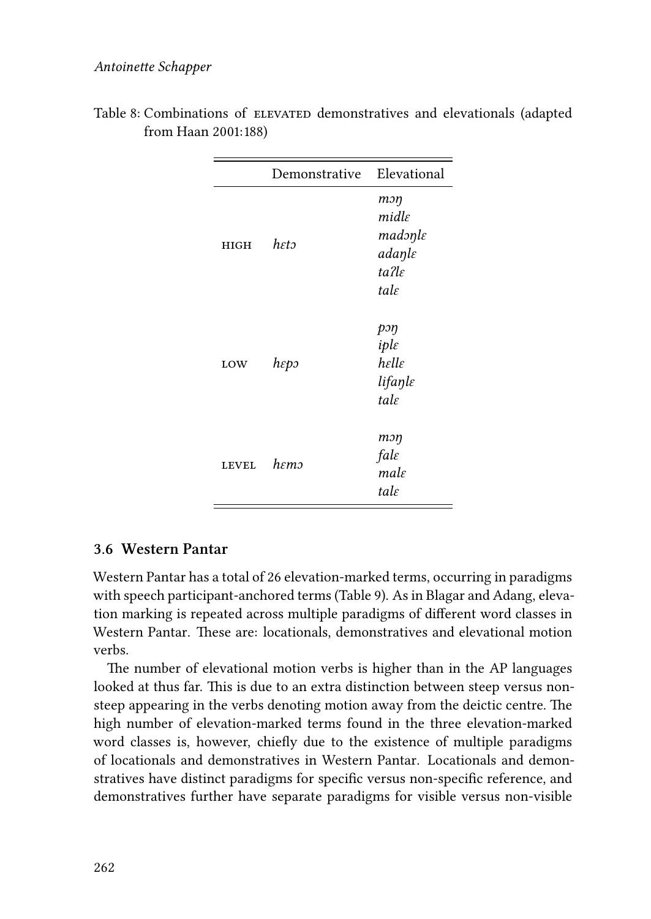Table 8: Combinations of ELEVATED demonstratives and elevationals (adapted from Haan 2001:188)

| | Demonstrative | Elevational |
|---|---|---|
| HIGH | *hɛtɔ* | *mɔŋ* |
| | | *midlɛ* |
| | | *madɔŋlɛ* |
| | | *adaŋlɛ* |
| | | *taʔlɛ* |
| | | *talɛ* |
| LOW | *hɛpɔ* | *pɔŋ* |
| | | *iplɛ* |
| | | *hɛllɛ* |
| | | *lifaŋlɛ* |
| | | *talɛ* |
| LEVEL | *hɛmɔ* | *mɔŋ* |
| | | *falɛ* |
| | | *malɛ* |
| | | *talɛ* |

### 3.6 Western Pantar

Western Pantar has a total of 26 elevation-marked terms, occurring in paradigms with speech participant-anchored terms (Table 9). As in Blagar and Adang, elevation marking is repeated across multiple paradigms of different word classes in Western Pantar. These are: locationals, demonstratives and elevational motion verbs.

The number of elevational motion verbs is higher than in the AP languages looked at thus far. This is due to an extra distinction between steep versus non-steep appearing in the verbs denoting motion away from the deictic centre. The high number of elevation-marked terms found in the three elevation-marked word classes is, however, chiefly due to the existence of multiple paradigms of locationals and demonstratives in Western Pantar. Locationals and demonstratives have distinct paradigms for specific versus non-specific reference, and demonstratives further have separate paradigms for visible versus non-visible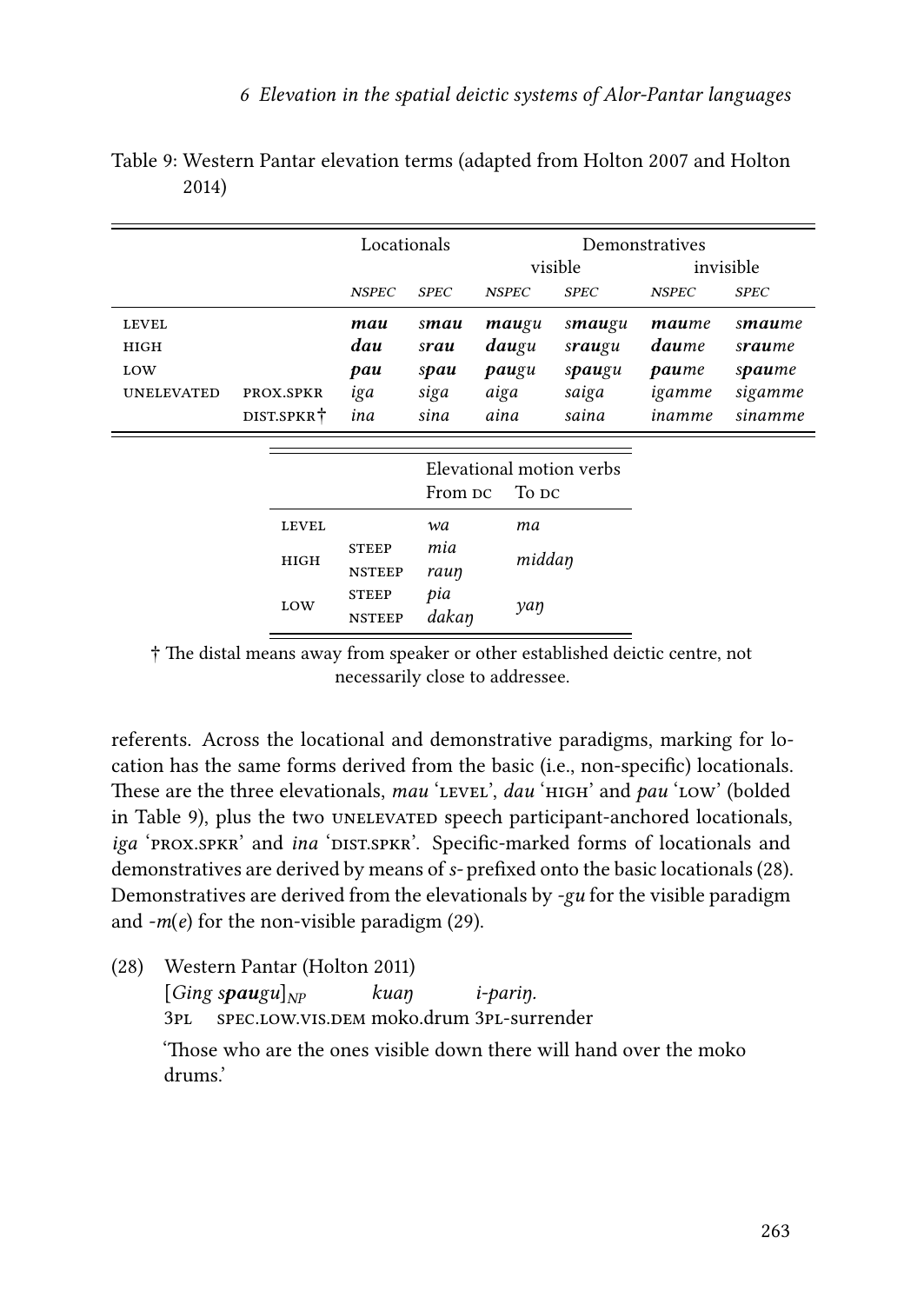Table 9: Western Pantar elevation terms (adapted from Holton 2007 and Holton 2014)

| | | Locationals | | Demonstratives | | | |
|---|---|---|---|---|---|---|---|
| | | | | visible | | invisible | |
| | | *NSPEC* | *SPEC* | *NSPEC* | *SPEC* | *NSPEC* | *SPEC* |
| LEVEL | | ***mau*** | *s**mau*** | ***mau**gu* | *s**mau**gu* | ***mau**me* | *s**mau**me* |
| HIGH | | ***dau*** | *s**rau*** | ***dau**gu* | *s**rau**gu* | ***dau**me* | *s**rau**me* |
| LOW | | ***pau*** | *s**pau*** | ***pau**gu* | *s**pau**gu* | ***pau**me* | *s**pau**me* |
| UNELEVATED | PROX.SPKR | *iga* | *siga* | *aiga* | *saiga* | *igamme* | *sigamme* |
| | DIST.SPKR† | *ina* | *sina* | *aina* | *saina* | *inamme* | *sinamme* |

| | | Elevational motion verbs | |
|---|---|---|---|
| | | From DC | To DC |
| LEVEL | | *wa* | *ma* |
| HIGH | STEEP | *mia* | *middaŋ* |
| | NSTEEP | *rauŋ* | |
| LOW | STEEP | *pia* | *yaŋ* |
| | NSTEEP | *dakaŋ* | |

† The distal means away from speaker or other established deictic centre, not necessarily close to addressee.

referents. Across the locational and demonstrative paradigms, marking for location has the same forms derived from the basic (i.e., non-specific) locationals. These are the three elevationals, *mau* 'LEVEL', *dau* 'HIGH' and *pau* 'LOW' (bolded in Table 9), plus the two UNELEVATED speech participant-anchored locationals, *iga* 'PROX.SPKR' and *ina* 'DIST.SPKR'. Specific-marked forms of locationals and demonstratives are derived by means of *s-* prefixed onto the basic locationals (28). Demonstratives are derived from the elevationals by *-gu* for the visible paradigm and *-m(e)* for the non-visible paradigm (29).

(28) Western Pantar (Holton 2011)
 [*Ging s**pau**gu*]$_{NP}$ *kuaŋ* *i-pariŋ.*
 3PL SPEC.LOW.VIS.DEM moko.drum 3PL-surrender
 'Those who are the ones visible down there will hand over the moko drums.'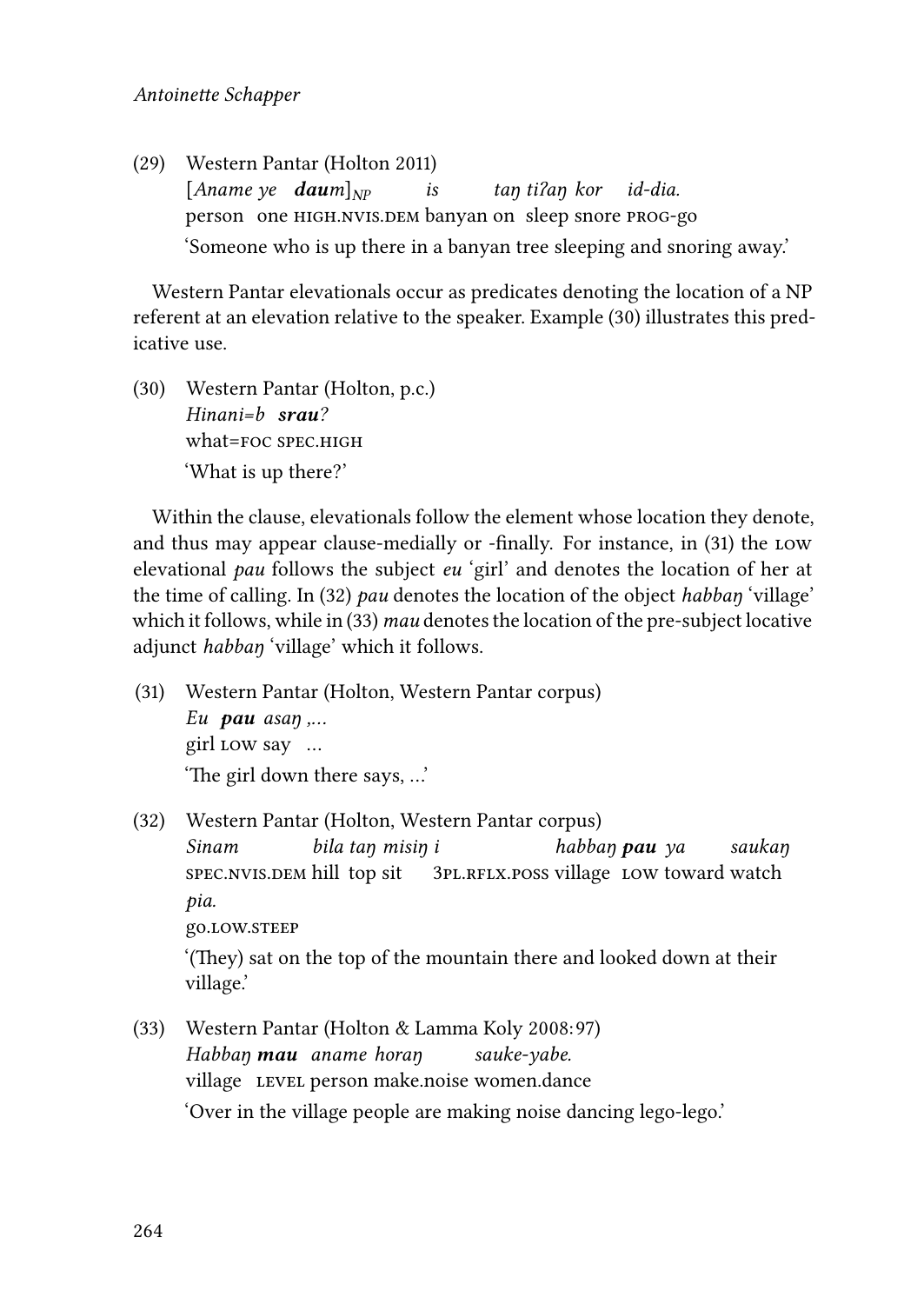(29) Western Pantar (Holton 2011)
    [*Aname ye* ***dau**m*]$_{NP}$ *is taŋ tiʔaŋ kor id-dia.*
    person one HIGH.NVIS.DEM banyan on sleep snore PROG-go
    'Someone who is up there in a banyan tree sleeping and snoring away.'

Western Pantar elevationals occur as predicates denoting the location of a NP referent at an elevation relative to the speaker. Example (30) illustrates this predicative use.

(30) Western Pantar (Holton, p.c.)
    *Hinani=b* ***srau**?*
    what=FOC SPEC.HIGH
    'What is up there?'

Within the clause, elevationals follow the element whose location they denote, and thus may appear clause-medially or -finally. For instance, in (31) the LOW elevational *pau* follows the subject *eu* 'girl' and denotes the location of her at the time of calling. In (32) *pau* denotes the location of the object *habbaŋ* 'village' which it follows, while in (33) *mau* denotes the location of the pre-subject locative adjunct *habbaŋ* 'village' which it follows.

(31) Western Pantar (Holton, Western Pantar corpus)
    *Eu* ***pau*** *asaŋ ,...*
    girl LOW say ...
    'The girl down there says, ...'

(32) Western Pantar (Holton, Western Pantar corpus)
    *Sinam bila taŋ misiŋ i habbaŋ* ***pau*** *ya saukaŋ pia.*
    SPEC.NVIS.DEM hill top sit 3PL.RFLX.POSS village LOW toward watch go.LOW.STEEP
    '(They) sat on the top of the mountain there and looked down at their village.'

(33) Western Pantar (Holton & Lamma Koly 2008: 97)
    *Habbaŋ* ***mau*** *aname horaŋ sauke-yabe.*
    village LEVEL person make.noise women.dance
    'Over in the village people are making noise dancing lego-lego.'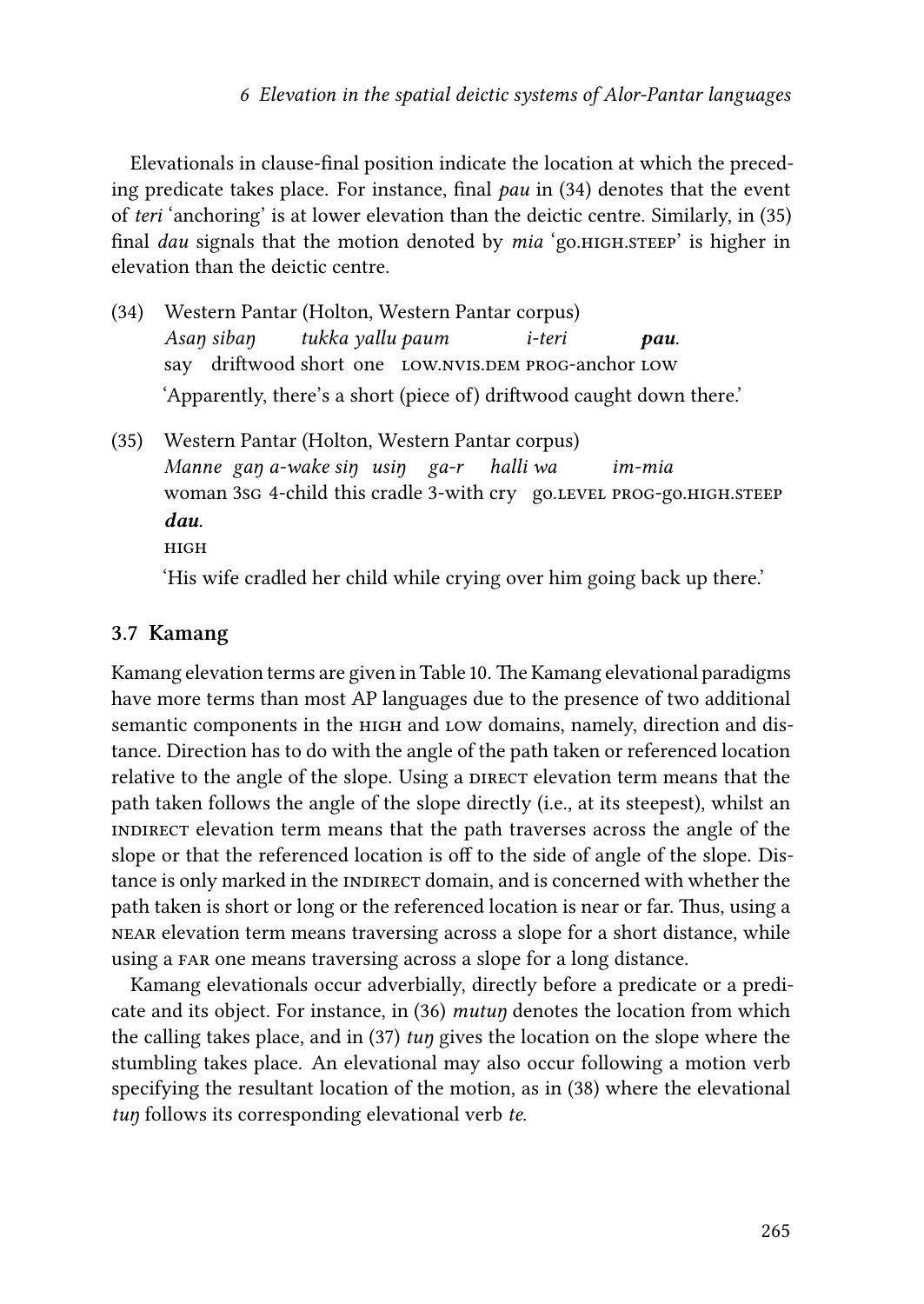Elevationals in clause-final position indicate the location at which the preceding predicate takes place. For instance, final *pau* in (34) denotes that the event of *teri* 'anchoring' is at lower elevation than the deictic centre. Similarly, in (35) final *dau* signals that the motion denoted by *mia* 'go.HIGH.STEEP' is higher in elevation than the deictic centre.

(34) Western Pantar (Holton, Western Pantar corpus)
*Asaŋ sibaŋ tukka yallu paum i-teri* ***pau***.
say driftwood short one LOW.NVIS.DEM PROG-anchor LOW
'Apparently, there's a short (piece of) driftwood caught down there.'

(35) Western Pantar (Holton, Western Pantar corpus)
*Manne gaŋ a-wake siŋ usiŋ ga-r halli wa im-mia* ***dau***.
woman 3SG 4-child this cradle 3-with cry go.LEVEL PROG-go.HIGH.STEEP HIGH
'His wife cradled her child while crying over him going back up there.'

### 3.7 Kamang

Kamang elevation terms are given in Table 10. The Kamang elevational paradigms have more terms than most AP languages due to the presence of two additional semantic components in the HIGH and LOW domains, namely, direction and distance. Direction has to do with the angle of the path taken or referenced location relative to the angle of the slope. Using a DIRECT elevation term means that the path taken follows the angle of the slope directly (i.e., at its steepest), whilst an INDIRECT elevation term means that the path traverses across the angle of the slope or that the referenced location is off to the side of angle of the slope. Distance is only marked in the INDIRECT domain, and is concerned with whether the path taken is short or long or the referenced location is near or far. Thus, using a NEAR elevation term means traversing across a slope for a short distance, while using a FAR one means traversing across a slope for a long distance.

Kamang elevationals occur adverbially, directly before a predicate or a predicate and its object. For instance, in (36) *mutuŋ* denotes the location from which the calling takes place, and in (37) *tuŋ* gives the location on the slope where the stumbling takes place. An elevational may also occur following a motion verb specifying the resultant location of the motion, as in (38) where the elevational *tuŋ* follows its corresponding elevational verb *te*.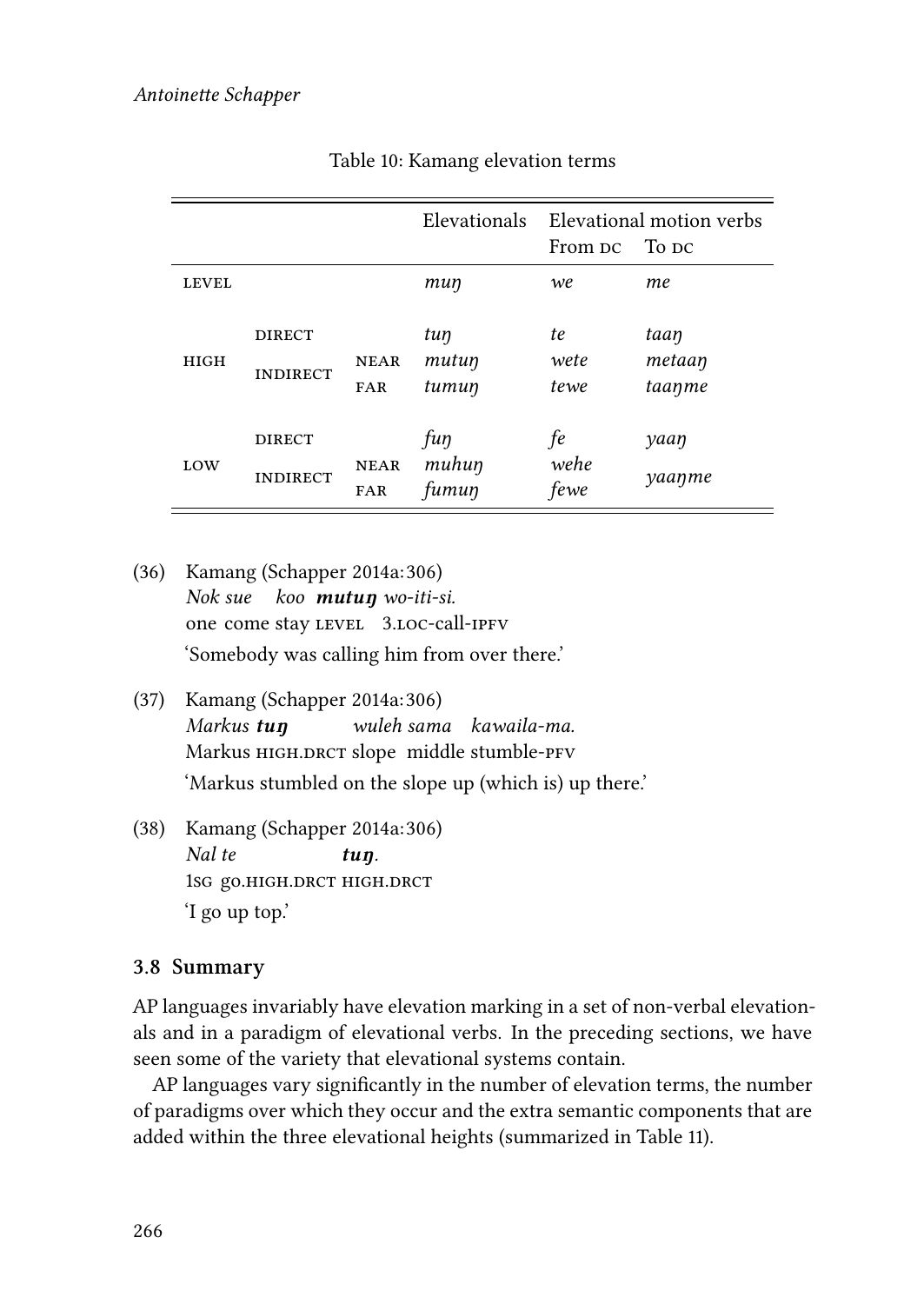Table 10: Kamang elevation terms

| | | | Elevationals | Elevational motion verbs | |
|---|---|---|---|---|---|
| | | | | From DC | To DC |
| LEVEL | | | *muŋ* | *we* | *me* |
| HIGH | DIRECT | | *tuŋ* | *te* | *taaŋ* |
| | INDIRECT | NEAR | *mutuŋ* | *wete* | *metaaŋ* |
| | | FAR | *tumuŋ* | *tewe* | *taaŋme* |
| LOW | DIRECT | | *fuŋ* | *fe* | *yaaŋ* |
| | INDIRECT | NEAR | *muhuŋ* | *wehe* | *yaaŋme* |
| | | FAR | *fumuŋ* | *fewe* | |

(36) Kamang (Schapper 2014a: 306)
*Nok sue koo* ***mutuŋ*** *wo-iti-si.*
one come stay LEVEL 3.LOC-call-IPFV
'Somebody was calling him from over there.'

(37) Kamang (Schapper 2014a: 306)
*Markus* ***tuŋ*** *wuleh sama kawaila-ma.*
Markus HIGH.DRCT slope middle stumble-PFV
'Markus stumbled on the slope up (which is) up there.'

(38) Kamang (Schapper 2014a: 306)
*Nal te* ***tuŋ****.*
1SG go.HIGH.DRCT HIGH.DRCT
'I go up top.'

### 3.8 Summary

AP languages invariably have elevation marking in a set of non-verbal elevationals and in a paradigm of elevational verbs. In the preceding sections, we have seen some of the variety that elevational systems contain.

AP languages vary significantly in the number of elevation terms, the number of paradigms over which they occur and the extra semantic components that are added within the three elevational heights (summarized in Table 11).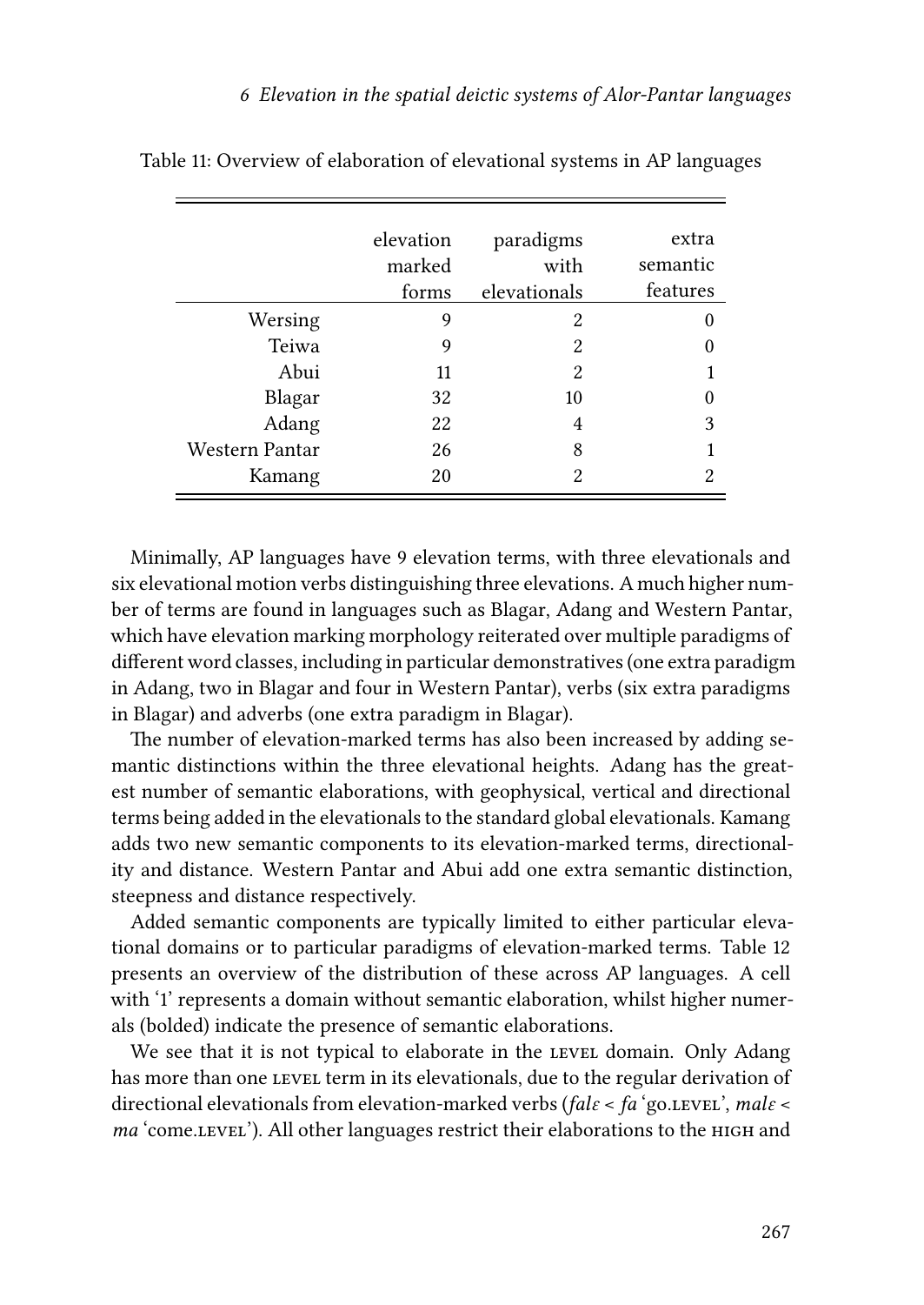Table 11: Overview of elaboration of elevational systems in AP languages

| | elevation marked forms | paradigms with elevationals | extra semantic features |
|---|---|---|---|
| Wersing | 9 | 2 | 0 |
| Teiwa | 9 | 2 | 0 |
| Abui | 11 | 2 | 1 |
| Blagar | 32 | 10 | 0 |
| Adang | 22 | 4 | 3 |
| Western Pantar | 26 | 8 | 1 |
| Kamang | 20 | 2 | 2 |

Minimally, AP languages have 9 elevation terms, with three elevationals and six elevational motion verbs distinguishing three elevations. A much higher number of terms are found in languages such as Blagar, Adang and Western Pantar, which have elevation marking morphology reiterated over multiple paradigms of different word classes, including in particular demonstratives (one extra paradigm in Adang, two in Blagar and four in Western Pantar), verbs (six extra paradigms in Blagar) and adverbs (one extra paradigm in Blagar).

The number of elevation-marked terms has also been increased by adding semantic distinctions within the three elevational heights. Adang has the greatest number of semantic elaborations, with geophysical, vertical and directional terms being added in the elevationals to the standard global elevationals. Kamang adds two new semantic components to its elevation-marked terms, directionality and distance. Western Pantar and Abui add one extra semantic distinction, steepness and distance respectively.

Added semantic components are typically limited to either particular elevational domains or to particular paradigms of elevation-marked terms. Table 12 presents an overview of the distribution of these across AP languages. A cell with '1' represents a domain without semantic elaboration, whilst higher numerals (bolded) indicate the presence of semantic elaborations.

We see that it is not typical to elaborate in the LEVEL domain. Only Adang has more than one LEVEL term in its elevationals, due to the regular derivation of directional elevationals from elevation-marked verbs (*falɛ* < *fa* 'go.LEVEL', *malɛ* < *ma* 'come.LEVEL'). All other languages restrict their elaborations to the HIGH and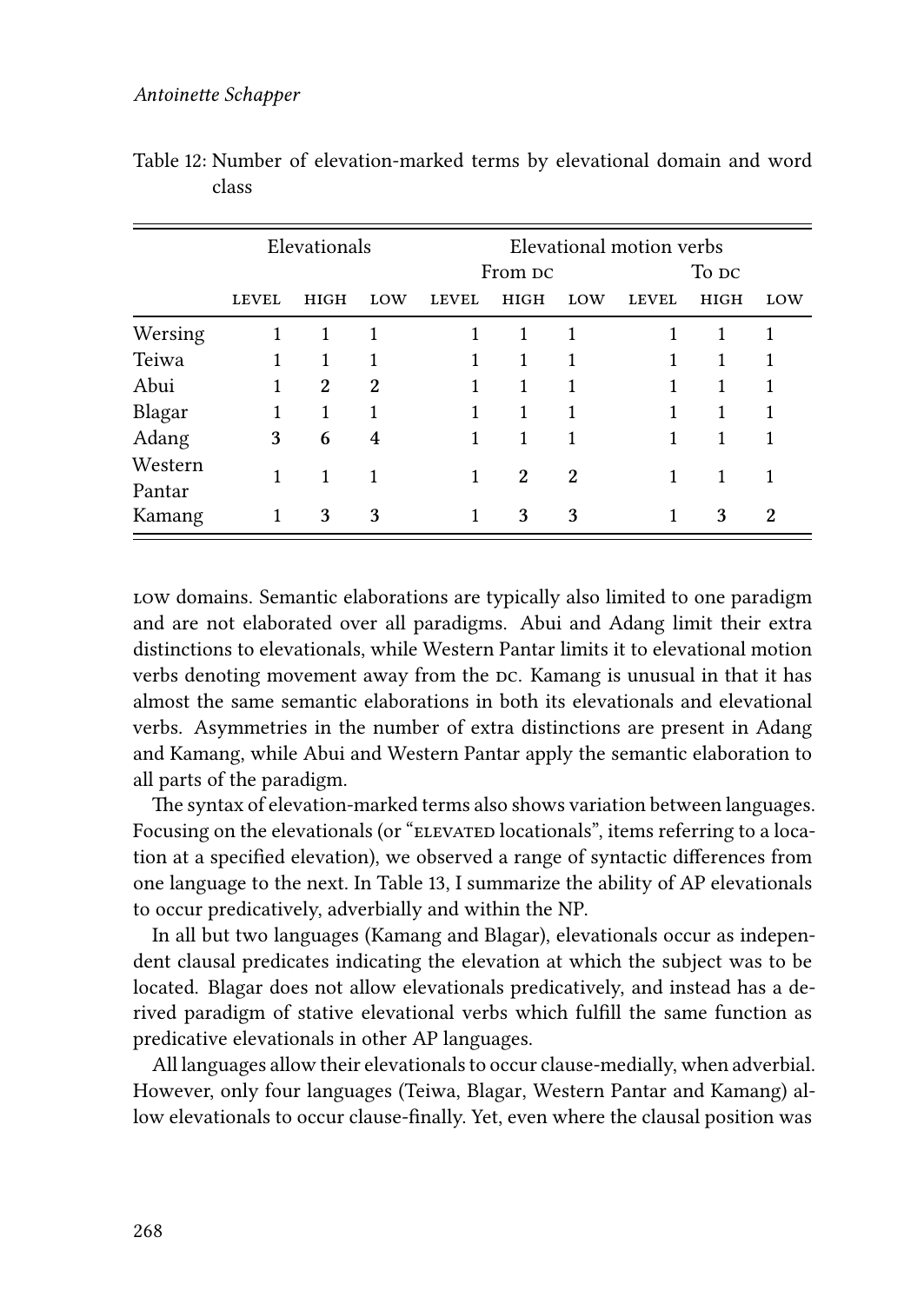Table 12: Number of elevation-marked terms by elevational domain and word class

| | Elevationals | | | Elevational motion verbs | | | | | |
|---|---|---|---|---|---|---|---|---|---|
| | | | | From DC | | | To DC | | |
| | LEVEL | HIGH | LOW | LEVEL | HIGH | LOW | LEVEL | HIGH | LOW |
| Wersing | 1 | 1 | 1 | 1 | 1 | 1 | 1 | 1 | 1 |
| Teiwa | 1 | 1 | 1 | 1 | 1 | 1 | 1 | 1 | 1 |
| Abui | 1 | **2** | **2** | 1 | 1 | 1 | 1 | 1 | 1 |
| Blagar | 1 | 1 | 1 | 1 | 1 | 1 | 1 | 1 | 1 |
| Adang | **3** | **6** | **4** | 1 | 1 | 1 | 1 | 1 | 1 |
| Western Pantar | 1 | 1 | 1 | 1 | **2** | **2** | 1 | 1 | 1 |
| Kamang | 1 | **3** | **3** | 1 | **3** | **3** | 1 | **3** | **2** |

LOW domains. Semantic elaborations are typically also limited to one paradigm and are not elaborated over all paradigms. Abui and Adang limit their extra distinctions to elevationals, while Western Pantar limits it to elevational motion verbs denoting movement away from the DC. Kamang is unusual in that it has almost the same semantic elaborations in both its elevationals and elevational verbs. Asymmetries in the number of extra distinctions are present in Adang and Kamang, while Abui and Western Pantar apply the semantic elaboration to all parts of the paradigm.

The syntax of elevation-marked terms also shows variation between languages. Focusing on the elevationals (or "ELEVATED locationals", items referring to a location at a specified elevation), we observed a range of syntactic differences from one language to the next. In Table 13, I summarize the ability of AP elevationals to occur predicatively, adverbially and within the NP.

In all but two languages (Kamang and Blagar), elevationals occur as independent clausal predicates indicating the elevation at which the subject was to be located. Blagar does not allow elevationals predicatively, and instead has a derived paradigm of stative elevational verbs which fulfill the same function as predicative elevationals in other AP languages.

All languages allow their elevationals to occur clause-medially, when adverbial. However, only four languages (Teiwa, Blagar, Western Pantar and Kamang) allow elevationals to occur clause-finally. Yet, even where the clausal position was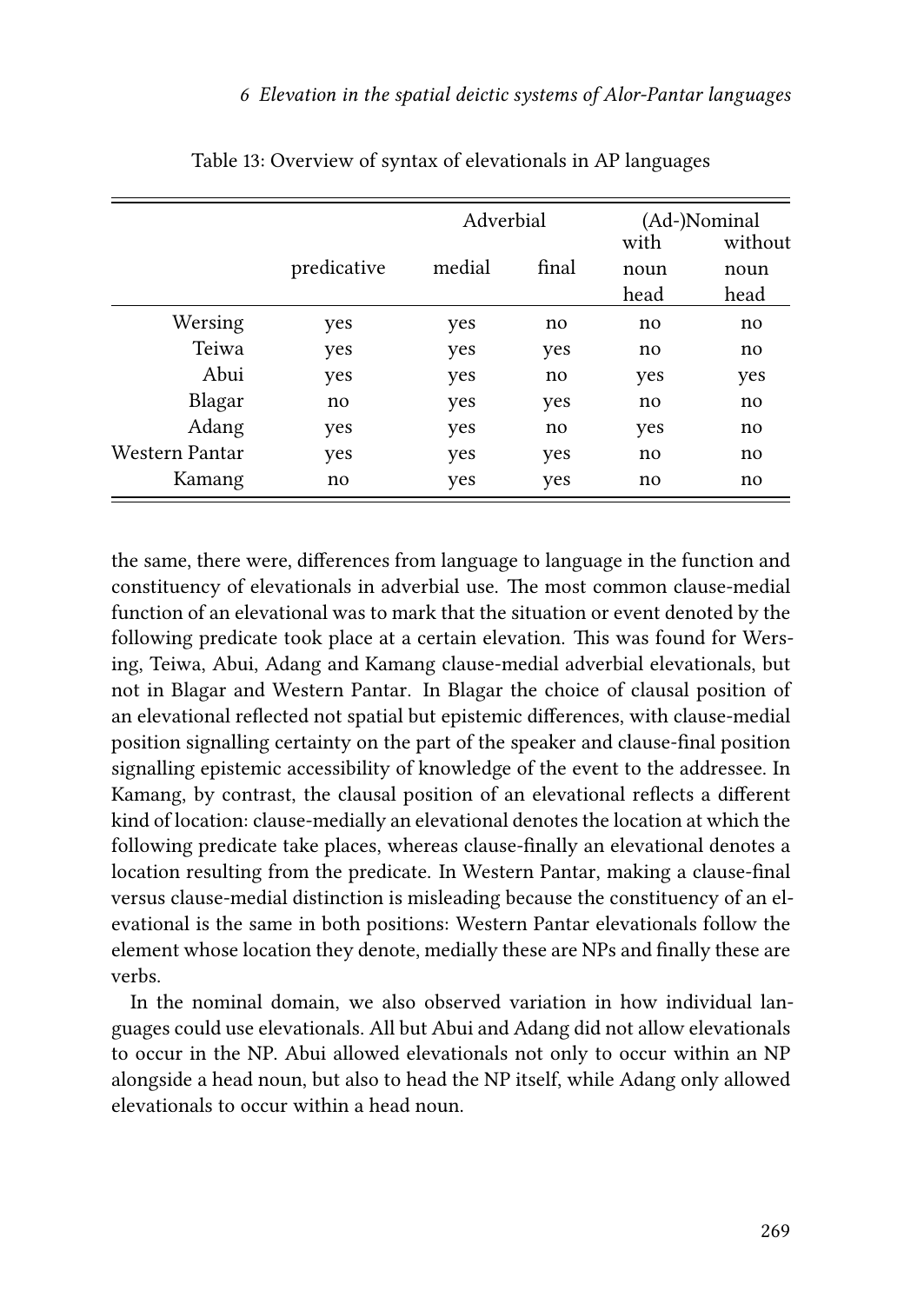Table 13: Overview of syntax of elevationals in AP languages

| | predicative | Adverbial | | (Ad-)Nominal | |
|---|---|---|---|---|---|
| | | medial | final | with noun head | without noun head |
| Wersing | yes | yes | no | no | no |
| Teiwa | yes | yes | yes | no | no |
| Abui | yes | yes | no | yes | yes |
| Blagar | no | yes | yes | no | no |
| Adang | yes | yes | no | yes | no |
| Western Pantar | yes | yes | yes | no | no |
| Kamang | no | yes | yes | no | no |

the same, there were, differences from language to language in the function and constituency of elevationals in adverbial use. The most common clause-medial function of an elevational was to mark that the situation or event denoted by the following predicate took place at a certain elevation. This was found for Wersing, Teiwa, Abui, Adang and Kamang clause-medial adverbial elevationals, but not in Blagar and Western Pantar. In Blagar the choice of clausal position of an elevational reflected not spatial but epistemic differences, with clause-medial position signalling certainty on the part of the speaker and clause-final position signalling epistemic accessibility of knowledge of the event to the addressee. In Kamang, by contrast, the clausal position of an elevational reflects a different kind of location: clause-medially an elevational denotes the location at which the following predicate take places, whereas clause-finally an elevational denotes a location resulting from the predicate. In Western Pantar, making a clause-final versus clause-medial distinction is misleading because the constituency of an elevational is the same in both positions: Western Pantar elevationals follow the element whose location they denote, medially these are NPs and finally these are verbs.

In the nominal domain, we also observed variation in how individual languages could use elevationals. All but Abui and Adang did not allow elevationals to occur in the NP. Abui allowed elevationals not only to occur within an NP alongside a head noun, but also to head the NP itself, while Adang only allowed elevationals to occur within a head noun.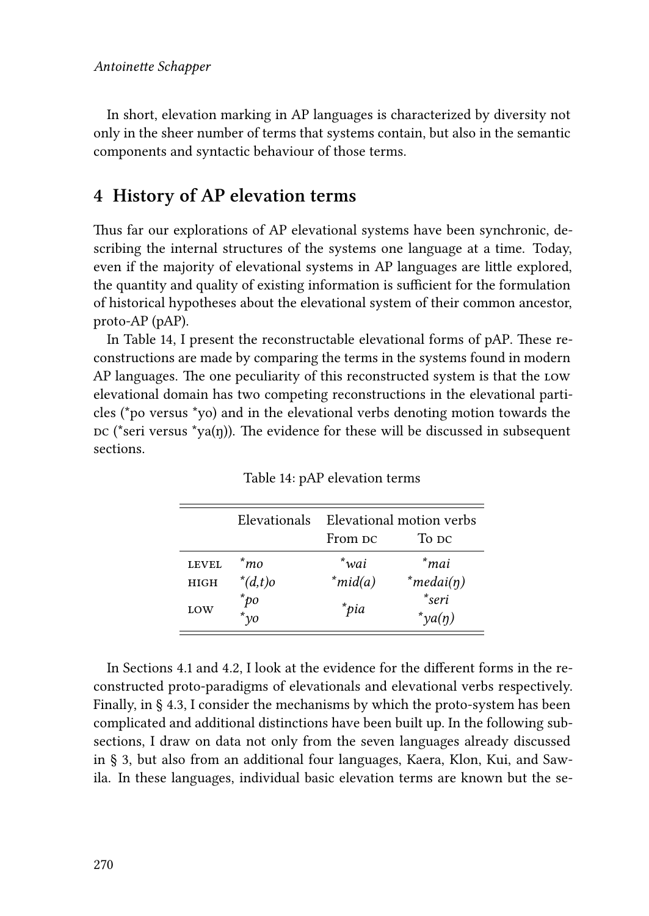In short, elevation marking in AP languages is characterized by diversity not only in the sheer number of terms that systems contain, but also in the semantic components and syntactic behaviour of those terms.

## 4 History of AP elevation terms

Thus far our explorations of AP elevational systems have been synchronic, describing the internal structures of the systems one language at a time. Today, even if the majority of elevational systems in AP languages are little explored, the quantity and quality of existing information is sufficient for the formulation of historical hypotheses about the elevational system of their common ancestor, proto-AP (pAP).

In Table 14, I present the reconstructable elevational forms of pAP. These reconstructions are made by comparing the terms in the systems found in modern AP languages. The one peculiarity of this reconstructed system is that the LOW elevational domain has two competing reconstructions in the elevational particles (*po versus *yo) and in the elevational verbs denoting motion towards the DC (*seri versus *ya(ŋ)). The evidence for these will be discussed in subsequent sections.

Table 14: pAP elevation terms

| | Elevationals | Elevational motion verbs | |
|---|---|---|---|
| | | From DC | To DC |
| LEVEL | *\*mo* | *\*wai* | *\*mai* |
| HIGH | *\*(d,t)o* | *\*mid(a)* | *\*medai(ŋ)* |
| LOW | *\*po* <br> *\*yo* | *\*pia* | *\*seri* <br> *\*ya(ŋ)* |

In Sections 4.1 and 4.2, I look at the evidence for the different forms in the reconstructed proto-paradigms of elevationals and elevational verbs respectively. Finally, in § 4.3, I consider the mechanisms by which the proto-system has been complicated and additional distinctions have been built up. In the following subsections, I draw on data not only from the seven languages already discussed in § 3, but also from an additional four languages, Kaera, Klon, Kui, and Sawila. In these languages, individual basic elevation terms are known but the se-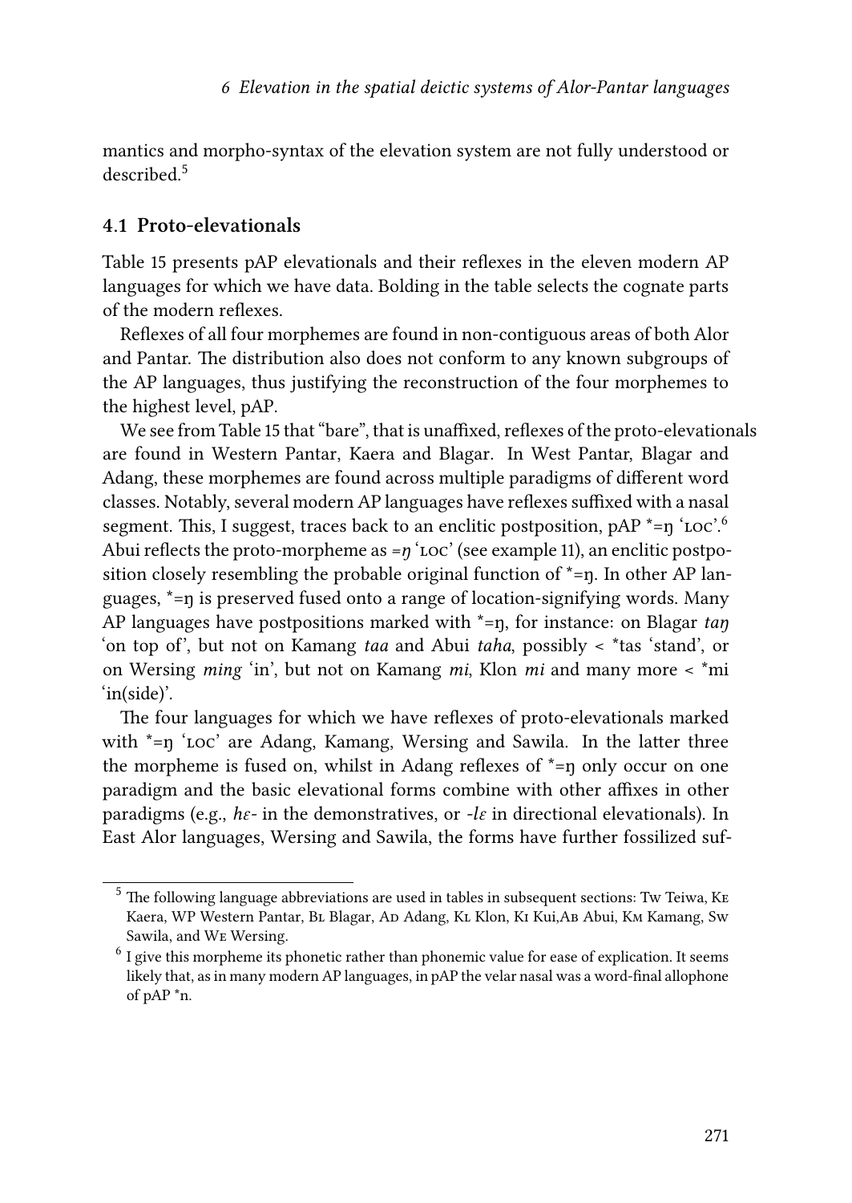mantics and morpho-syntax of the elevation system are not fully understood or described.[5]

### 4.1 Proto-elevationals

Table 15 presents pAP elevationals and their reflexes in the eleven modern AP languages for which we have data. Bolding in the table selects the cognate parts of the modern reflexes.

Reflexes of all four morphemes are found in non-contiguous areas of both Alor and Pantar. The distribution also does not conform to any known subgroups of the AP languages, thus justifying the reconstruction of the four morphemes to the highest level, pAP.

We see from Table 15 that "bare", that is unaffixed, reflexes of the proto-elevationals are found in Western Pantar, Kaera and Blagar. In West Pantar, Blagar and Adang, these morphemes are found across multiple paradigms of different word classes. Notably, several modern AP languages have reflexes suffixed with a nasal segment. This, I suggest, traces back to an enclitic postposition, pAP *=ŋ 'LOC'.[6] Abui reflects the proto-morpheme as *=ŋ* 'LOC' (see example 11), an enclitic postposition closely resembling the probable original function of *=ŋ. In other AP languages, *=ŋ is preserved fused onto a range of location-signifying words. Many AP languages have postpositions marked with *=ŋ, for instance: on Blagar *taŋ* 'on top of', but not on Kamang *taa* and Abui *taha*, possibly < *tas 'stand', or on Wersing *ming* 'in', but not on Kamang *mi*, Klon *mi* and many more < *mi 'in(side)'.

The four languages for which we have reflexes of proto-elevationals marked with *=ŋ 'LOC' are Adang, Kamang, Wersing and Sawila. In the latter three the morpheme is fused on, whilst in Adang reflexes of *=ŋ only occur on one paradigm and the basic elevational forms combine with other affixes in other paradigms (e.g., *hɛ-* in the demonstratives, or *-lɛ* in directional elevationals). In East Alor languages, Wersing and Sawila, the forms have further fossilized suf-

---

[5] The following language abbreviations are used in tables in subsequent sections: Tw Teiwa, Ke Kaera, WP Western Pantar, Bl Blagar, Ad Adang, Kl Klon, Ki Kui,Ab Abui, Km Kamang, Sw Sawila, and We Wersing.

[6] I give this morpheme its phonetic rather than phonemic value for ease of explication. It seems likely that, as in many modern AP languages, in pAP the velar nasal was a word-final allophone of pAP *n.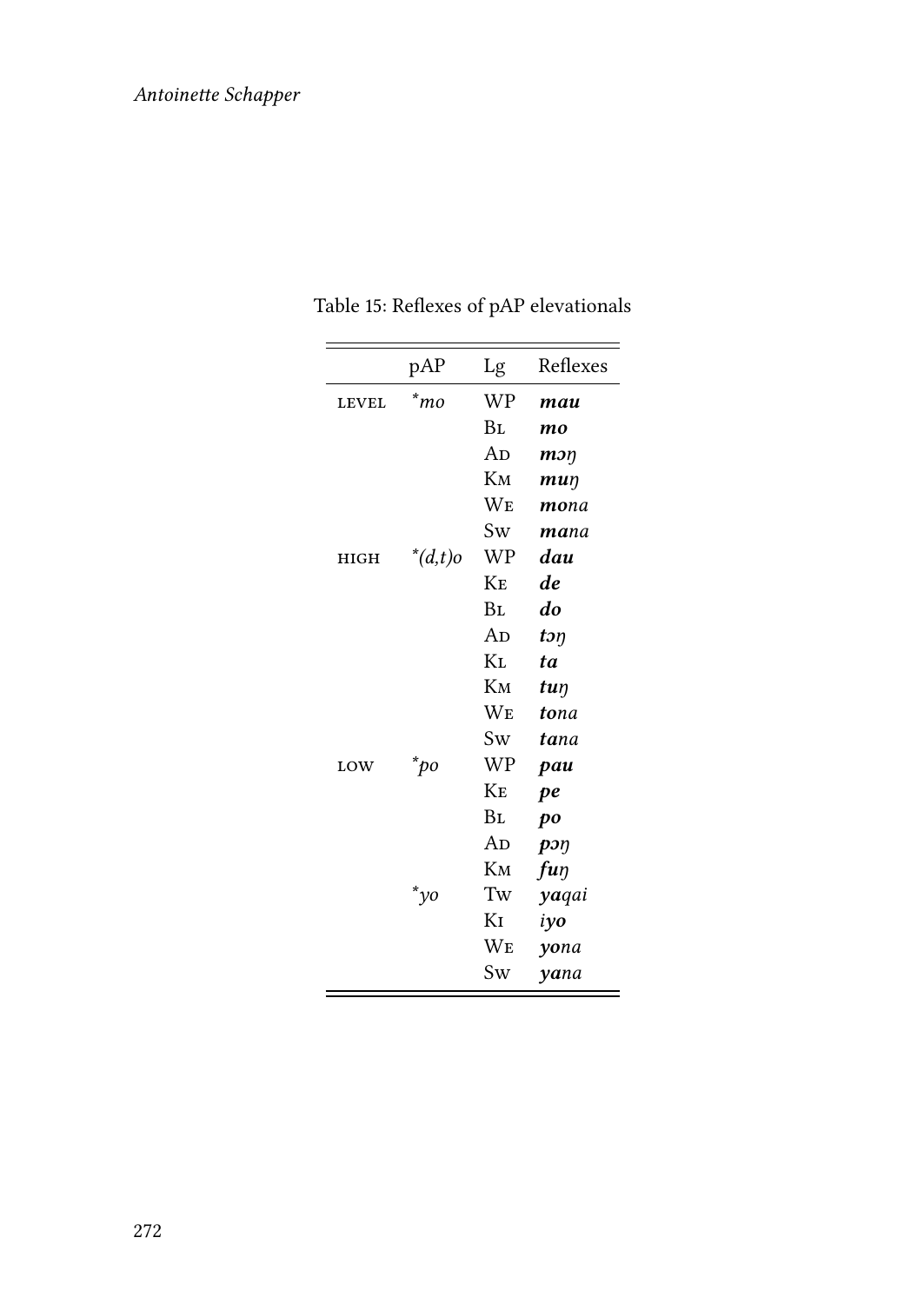Table 15: Reflexes of pAP elevationals

| | pAP | Lg | Reflexes |
|---|---|---|---|
| LEVEL | *\*mo* | WP | ***mau*** |
| | | Bl | ***mo*** |
| | | Ad | ***mɔŋ*** |
| | | Km | ***muŋ*** |
| | | We | ***mo**na* |
| | | Sw | ***ma**na* |
| HIGH | *\*(d,t)o* | WP | ***dau*** |
| | | Ke | ***de*** |
| | | Bl | ***do*** |
| | | Ad | ***tɔŋ*** |
| | | Kl | ***ta*** |
| | | Km | ***tuŋ*** |
| | | We | ***to**na* |
| | | Sw | ***ta**na* |
| LOW | *\*po* | WP | ***pau*** |
| | | Ke | ***pe*** |
| | | Bl | ***po*** |
| | | Ad | ***pɔŋ*** |
| | | Km | ***fuŋ*** |
| | *\*yo* | Tw | ***ya**qai* |
| | | Ki | *i**yo*** |
| | | We | ***yo**na* |
| | | Sw | ***ya**na* |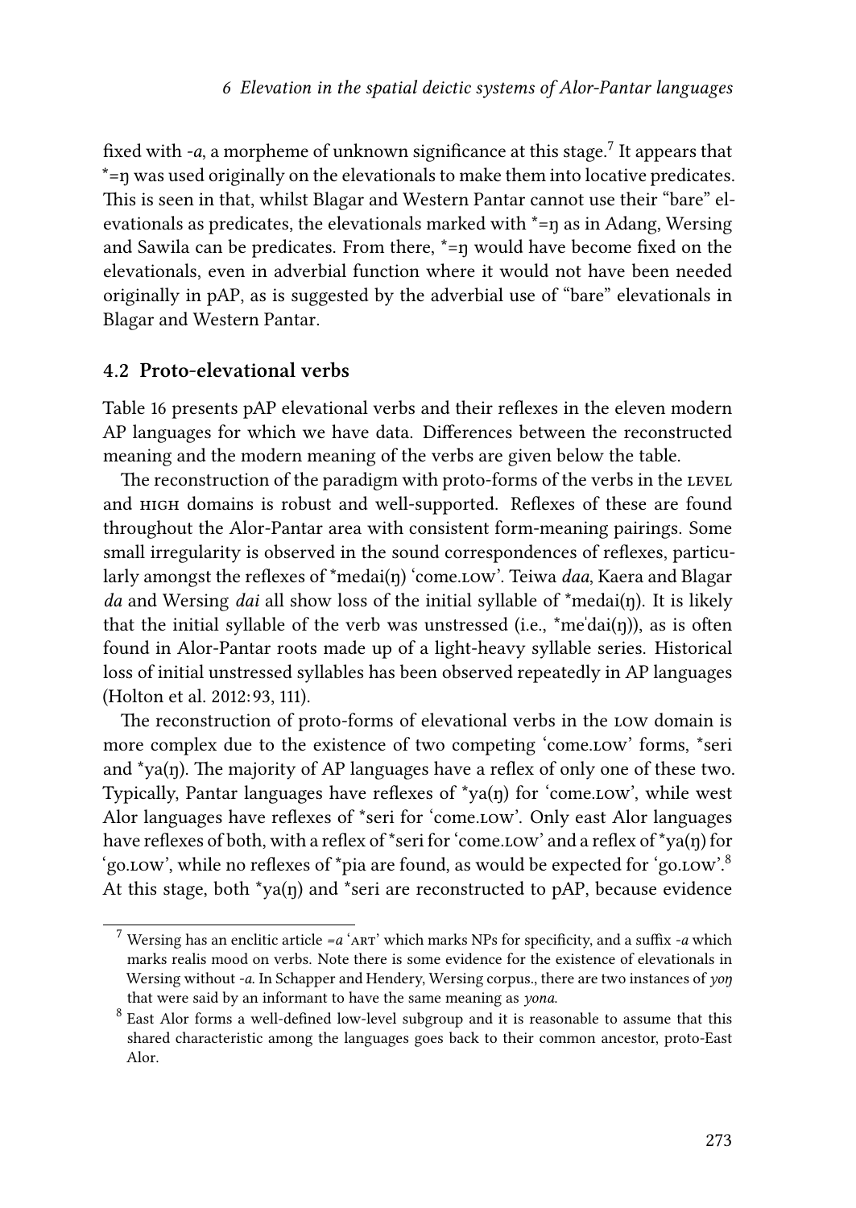fixed with *-a*, a morpheme of unknown significance at this stage.[7] It appears that *=ŋ was used originally on the elevationals to make them into locative predicates. This is seen in that, whilst Blagar and Western Pantar cannot use their "bare" elevationals as predicates, the elevationals marked with *=ŋ as in Adang, Wersing and Sawila can be predicates. From there, *=ŋ would have become fixed on the elevationals, even in adverbial function where it would not have been needed originally in pAP, as is suggested by the adverbial use of "bare" elevationals in Blagar and Western Pantar.

### 4.2 Proto-elevational verbs

Table 16 presents pAP elevational verbs and their reflexes in the eleven modern AP languages for which we have data. Differences between the reconstructed meaning and the modern meaning of the verbs are given below the table.

The reconstruction of the paradigm with proto-forms of the verbs in the LEVEL and HIGH domains is robust and well-supported. Reflexes of these are found throughout the Alor-Pantar area with consistent form-meaning pairings. Some small irregularity is observed in the sound correspondences of reflexes, particularly amongst the reflexes of *medai(ŋ) 'come.LOW'. Teiwa *daa*, Kaera and Blagar *da* and Wersing *dai* all show loss of the initial syllable of *medai(ŋ). It is likely that the initial syllable of the verb was unstressed (i.e., *meˈdai(ŋ)), as is often found in Alor-Pantar roots made up of a light-heavy syllable series. Historical loss of initial unstressed syllables has been observed repeatedly in AP languages (Holton et al. 2012: 93, 111).

The reconstruction of proto-forms of elevational verbs in the LOW domain is more complex due to the existence of two competing 'come.LOW' forms, *seri and *ya(ŋ). The majority of AP languages have a reflex of only one of these two. Typically, Pantar languages have reflexes of *ya(ŋ) for 'come.LOW', while west Alor languages have reflexes of *seri for 'come.LOW'. Only east Alor languages have reflexes of both, with a reflex of *seri for 'come.LOW' and a reflex of *ya(ŋ) for 'go.LOW', while no reflexes of *pia are found, as would be expected for 'go.LOW'.[8] At this stage, both *ya(ŋ) and *seri are reconstructed to pAP, because evidence

[7] Wersing has an enclitic article *=a* 'ART' which marks NPs for specificity, and a suffix *-a* which marks realis mood on verbs. Note there is some evidence for the existence of elevationals in Wersing without *-a*. In Schapper and Hendery, Wersing corpus., there are two instances of *yoŋ* that were said by an informant to have the same meaning as *yona*.

[8] East Alor forms a well-defined low-level subgroup and it is reasonable to assume that this shared characteristic among the languages goes back to their common ancestor, proto-East Alor.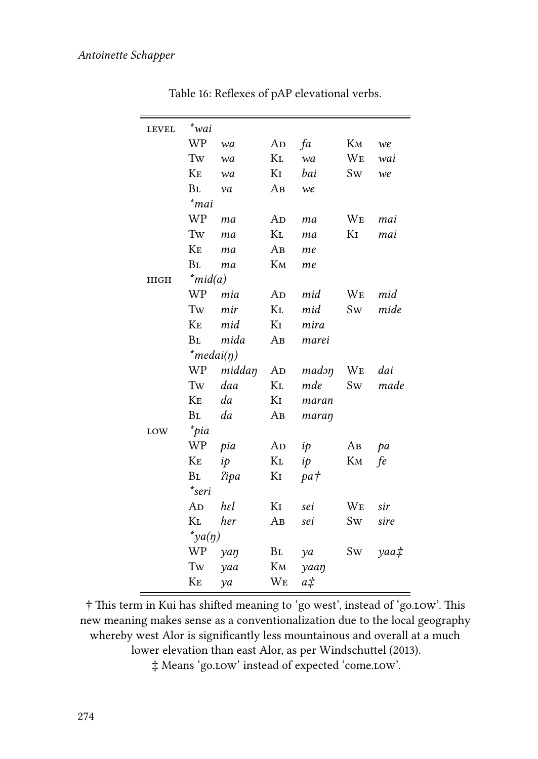Table 16: Reflexes of pAP elevational verbs.

| | | | | | | |
|---|---|---|---|---|---|---|
| LEVEL | *\*wai* | | | | | |
| | WP *wa* | | Ad *fa* | | Km *we* | |
| | Tw *wa* | | Kl *wa* | | We *wai* | |
| | Ke *wa* | | Ki *bai* | | Sw *we* | |
| | Bl *va* | | Ab *we* | | | |
| | *\*mai* | | | | | |
| | WP *ma* | | Ad *ma* | | We *mai* | |
| | Tw *ma* | | Kl *ma* | | Ki *mai* | |
| | Ke *ma* | | Ab *me* | | | |
| | Bl *ma* | | Km *me* | | | |
| HIGH | *\*mid(a)* | | | | | |
| | WP *mia* | | Ad *mid* | | We *mid* | |
| | Tw *mir* | | Kl *mid* | | Sw *mide* | |
| | Ke *mid* | | Ki *mira* | | | |
| | Bl *mida* | | Ab *marei* | | | |
| | *\*medai(ŋ)* | | | | | |
| | WP *middaŋ* | | Ad *madɔŋ* | | We *dai* | |
| | Tw *daa* | | Kl *mde* | | Sw *made* | |
| | Ke *da* | | Ki *maran* | | | |
| | Bl *da* | | Ab *maraŋ* | | | |
| LOW | *\*pia* | | | | | |
| | WP *pia* | | Ad *ip* | | Ab *pa* | |
| | Ke *ip* | | Kl *ip* | | Km *fe* | |
| | Bl *ʔipa* | | Ki *pa†* | | | |
| | *\*seri* | | | | | |
| | Ad *hɛl* | | Ki *sei* | | We *sir* | |
| | Kl *her* | | Ab *sei* | | Sw *sire* | |
| | *\*ya(ŋ)* | | | | | |
| | WP *yaŋ* | | Bl *ya* | | Sw *yaa‡* | |
| | Tw *yaa* | | Km *yaaŋ* | | | |
| | Ke *ya* | | We *a‡* | | | |

† This term in Kui has shifted meaning to 'go west', instead of 'go.LOW'. This new meaning makes sense as a conventionalization due to the local geography whereby west Alor is significantly less mountainous and overall at a much lower elevation than east Alor, as per Windschuttel (2013).

‡ Means 'go.LOW' instead of expected 'come.LOW'.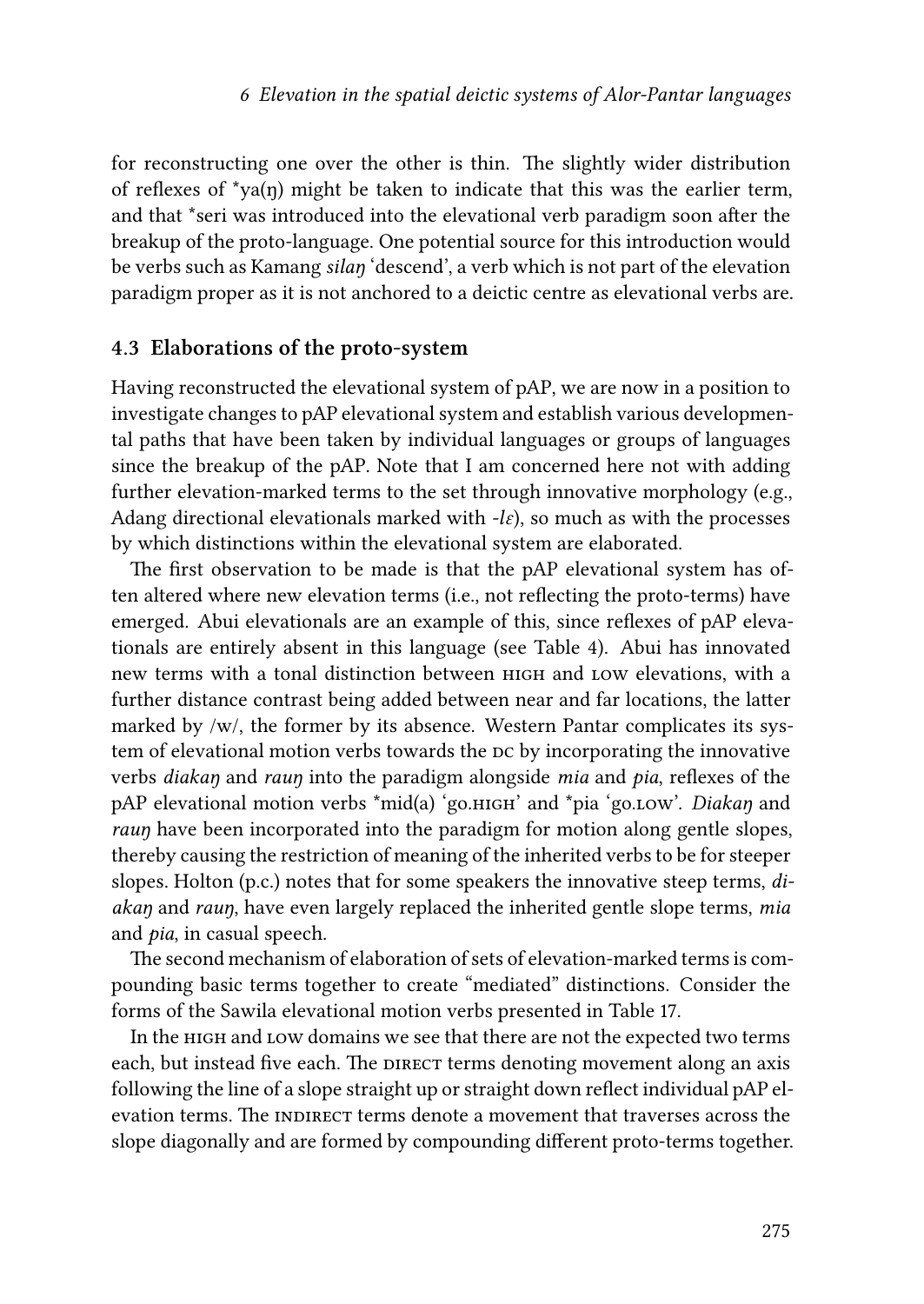for reconstructing one over the other is thin. The slightly wider distribution of reflexes of *ya(ŋ) might be taken to indicate that this was the earlier term, and that *seri was introduced into the elevational verb paradigm soon after the breakup of the proto-language. One potential source for this introduction would be verbs such as Kamang *silaŋ* 'descend', a verb which is not part of the elevation paradigm proper as it is not anchored to a deictic centre as elevational verbs are.

### 4.3 Elaborations of the proto-system

Having reconstructed the elevational system of pAP, we are now in a position to investigate changes to pAP elevational system and establish various developmental paths that have been taken by individual languages or groups of languages since the breakup of the pAP. Note that I am concerned here not with adding further elevation-marked terms to the set through innovative morphology (e.g., Adang directional elevationals marked with *-lɛ*), so much as with the processes by which distinctions within the elevational system are elaborated.

The first observation to be made is that the pAP elevational system has often altered where new elevation terms (i.e., not reflecting the proto-terms) have emerged. Abui elevationals are an example of this, since reflexes of pAP elevationals are entirely absent in this language (see Table 4). Abui has innovated new terms with a tonal distinction between HIGH and LOW elevations, with a further distance contrast being added between near and far locations, the latter marked by /w/, the former by its absence. Western Pantar complicates its system of elevational motion verbs towards the DC by incorporating the innovative verbs *diakaŋ* and *rauŋ* into the paradigm alongside *mia* and *pia*, reflexes of the pAP elevational motion verbs *mid(a) 'go.HIGH' and *pia 'go.LOW'. *Diakaŋ* and *rauŋ* have been incorporated into the paradigm for motion along gentle slopes, thereby causing the restriction of meaning of the inherited verbs to be for steeper slopes. Holton (p.c.) notes that for some speakers the innovative steep terms, *diakaŋ* and *rauŋ*, have even largely replaced the inherited gentle slope terms, *mia* and *pia*, in casual speech.

The second mechanism of elaboration of sets of elevation-marked terms is compounding basic terms together to create "mediated" distinctions. Consider the forms of the Sawila elevational motion verbs presented in Table 17.

In the HIGH and LOW domains we see that there are not the expected two terms each, but instead five each. The DIRECT terms denoting movement along an axis following the line of a slope straight up or straight down reflect individual pAP elevation terms. The INDIRECT terms denote a movement that traverses across the slope diagonally and are formed by compounding different proto-terms together.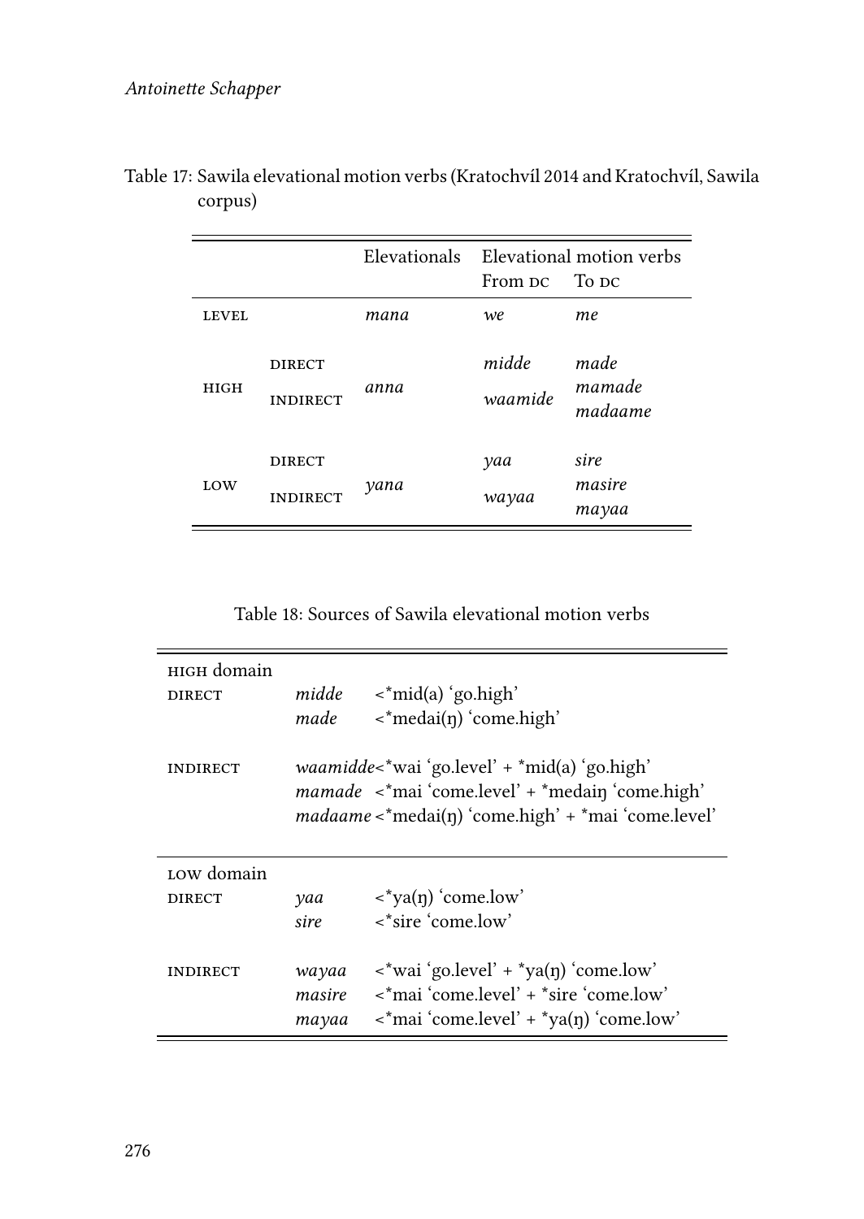Table 17: Sawila elevational motion verbs (Kratochvíl 2014 and Kratochvíl, Sawila corpus)

| | | Elevationals | Elevational motion verbs | |
|---|---|---|---|---|
| | | | From DC | To DC |
| LEVEL | | *mana* | *we* | *me* |
| HIGH | DIRECT | *anna* | *midde* | *made* |
| | INDIRECT | | *waamide* | *mamade*<br>*madaame* |
| LOW | DIRECT | *yana* | *yaa* | *sire* |
| | INDIRECT | | *wayaa* | *masire*<br>*mayaa* |

Table 18: Sources of Sawila elevational motion verbs

| | | |
|---|---|---|
| HIGH domain | | |
| DIRECT | *midde* | <*mid(a) 'go.high' |
| | *made* | <*medai(ŋ) 'come.high' |
| INDIRECT | *waamidde* | <*wai 'go.level' + *mid(a) 'go.high' |
| | *mamade* | <*mai 'come.level' + *medaiŋ 'come.high' |
| | *madaame* | <*medai(ŋ) 'come.high' + *mai 'come.level' |
| LOW domain | | |
| DIRECT | *yaa* | <*ya(ŋ) 'come.low' |
| | *sire* | <*sire 'come.low' |
| INDIRECT | *wayaa* | <*wai 'go.level' + *ya(ŋ) 'come.low' |
| | *masire* | <*mai 'come.level' + *sire 'come.low' |
| | *mayaa* | <*mai 'come.level' + *ya(ŋ) 'come.low' |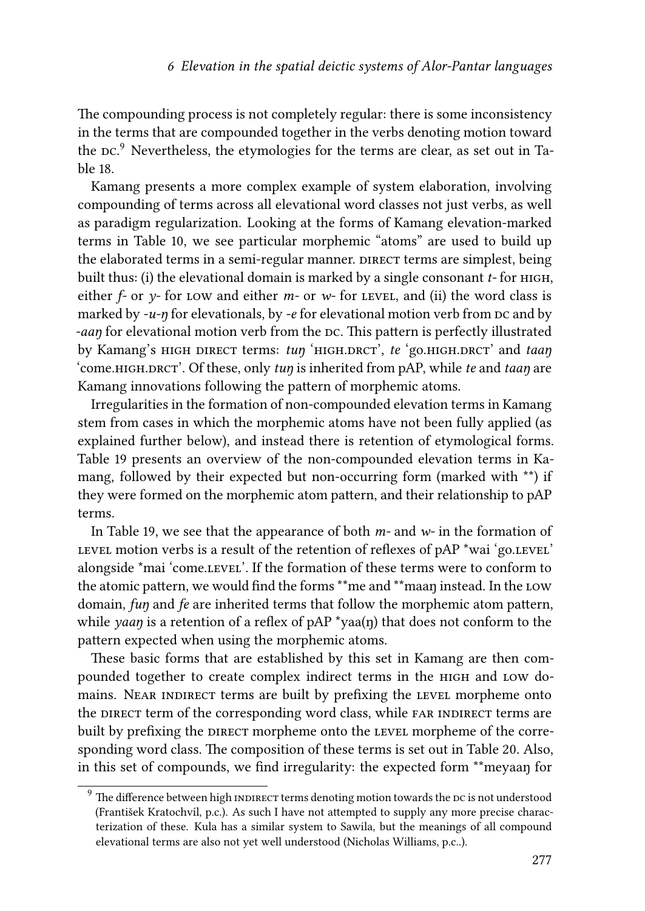The compounding process is not completely regular: there is some inconsistency in the terms that are compounded together in the verbs denoting motion toward the DC.[9] Nevertheless, the etymologies for the terms are clear, as set out in Table 18.

Kamang presents a more complex example of system elaboration, involving compounding of terms across all elevational word classes not just verbs, as well as paradigm regularization. Looking at the forms of Kamang elevation-marked terms in Table 10, we see particular morphemic "atoms" are used to build up the elaborated terms in a semi-regular manner. DIRECT terms are simplest, being built thus: (i) the elevational domain is marked by a single consonant *t-* for HIGH, either *f-* or *y-* for LOW and either *m-* or *w-* for LEVEL, and (ii) the word class is marked by *-u-ŋ* for elevationals, by *-e* for elevational motion verb from DC and by *-aaŋ* for elevational motion verb from the DC. This pattern is perfectly illustrated by Kamang's HIGH DIRECT terms: *tuŋ* 'HIGH.DRCT', *te* 'go.HIGH.DRCT' and *taaŋ* 'come.HIGH.DRCT'. Of these, only *tuŋ* is inherited from pAP, while *te* and *taaŋ* are Kamang innovations following the pattern of morphemic atoms.

Irregularities in the formation of non-compounded elevation terms in Kamang stem from cases in which the morphemic atoms have not been fully applied (as explained further below), and instead there is retention of etymological forms. Table 19 presents an overview of the non-compounded elevation terms in Kamang, followed by their expected but non-occurring form (marked with **) if they were formed on the morphemic atom pattern, and their relationship to pAP terms.

In Table 19, we see that the appearance of both *m-* and *w-* in the formation of LEVEL motion verbs is a result of the retention of reflexes of pAP *wai 'go.LEVEL' alongside *mai 'come.LEVEL'. If the formation of these terms were to conform to the atomic pattern, we would find the forms **me and **maaŋ instead. In the LOW domain, *fuŋ* and *fe* are inherited terms that follow the morphemic atom pattern, while *yaaŋ* is a retention of a reflex of pAP *yaa(ŋ) that does not conform to the pattern expected when using the morphemic atoms.

These basic forms that are established by this set in Kamang are then compounded together to create complex indirect terms in the HIGH and LOW domains. NEAR INDIRECT terms are built by prefixing the LEVEL morpheme onto the DIRECT term of the corresponding word class, while FAR INDIRECT terms are built by prefixing the DIRECT morpheme onto the LEVEL morpheme of the corresponding word class. The composition of these terms is set out in Table 20. Also, in this set of compounds, we find irregularity: the expected form **meyaaŋ for

[9] The difference between high INDIRECT terms denoting motion towards the DC is not understood (František Kratochvíl, p.c.). As such I have not attempted to supply any more precise characterization of these. Kula has a similar system to Sawila, but the meanings of all compound elevational terms are also not yet well understood (Nicholas Williams, p.c..).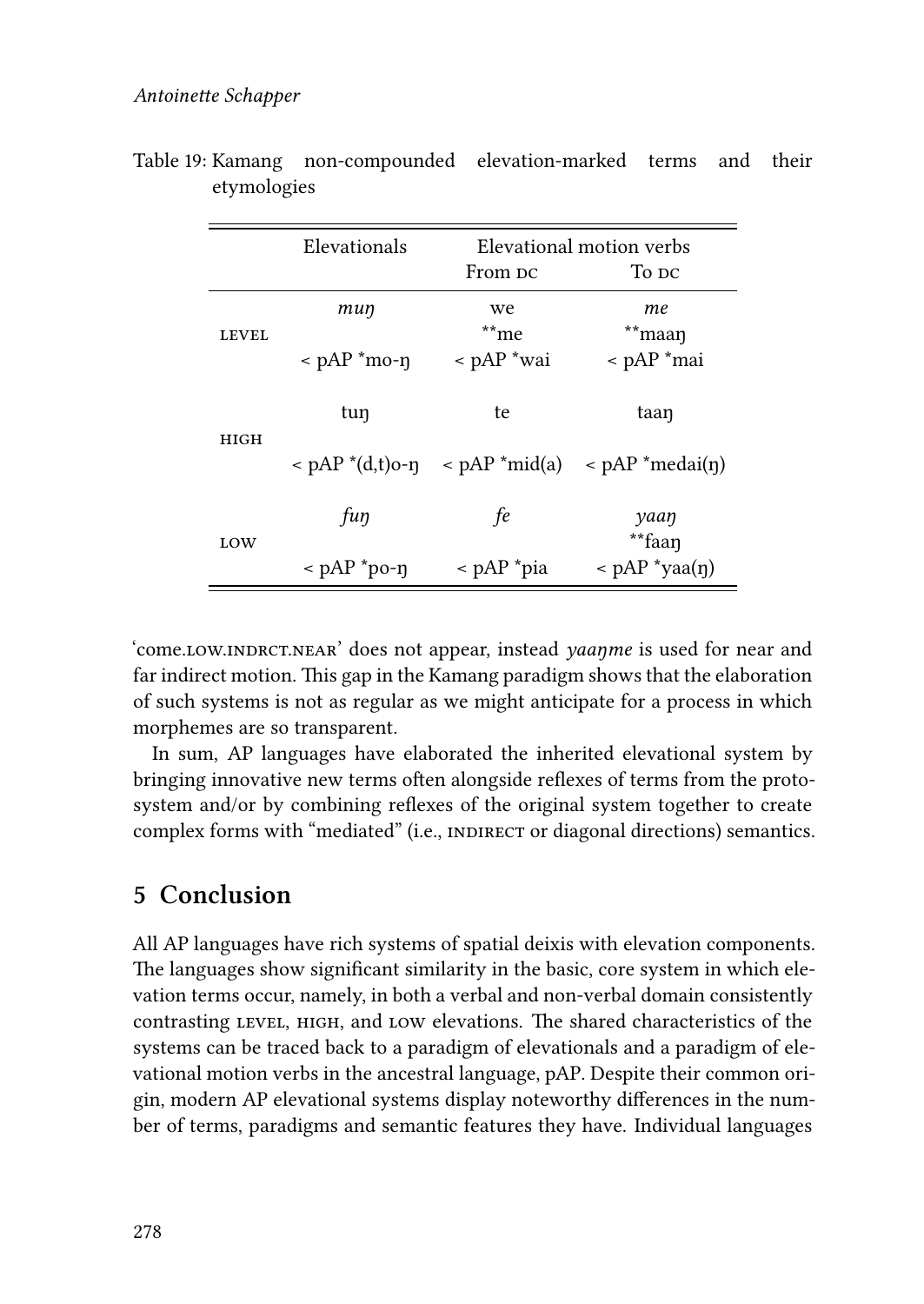Table 19: Kamang non-compounded elevation-marked terms and their etymologies

| | Elevationals | Elevational motion verbs | |
|---|---|---|---|
| | | From DC | To DC |
| LEVEL | *muŋ* | we | *me* |
| | | **me | **maaŋ |
| | < pAP *mo-ŋ | < pAP *wai | < pAP *mai |
| HIGH | tuŋ | te | taaŋ |
| | < pAP *(d,t)o-ŋ | < pAP *mid(a) | < pAP *medai(ŋ) |
| LOW | *fuŋ* | *fe* | *yaaŋ* |
| | | | **faaŋ |
| | < pAP *po-ŋ | < pAP *pia | < pAP *yaa(ŋ) |

'come.LOW.INDRCT.NEAR' does not appear, instead *yaaŋme* is used for near and far indirect motion. This gap in the Kamang paradigm shows that the elaboration of such systems is not as regular as we might anticipate for a process in which morphemes are so transparent.

In sum, AP languages have elaborated the inherited elevational system by bringing innovative new terms often alongside reflexes of terms from the proto-system and/or by combining reflexes of the original system together to create complex forms with "mediated" (i.e., INDIRECT or diagonal directions) semantics.

## 5 Conclusion

All AP languages have rich systems of spatial deixis with elevation components. The languages show significant similarity in the basic, core system in which elevation terms occur, namely, in both a verbal and non-verbal domain consistently contrasting LEVEL, HIGH, and LOW elevations. The shared characteristics of the systems can be traced back to a paradigm of elevationals and a paradigm of elevational motion verbs in the ancestral language, pAP. Despite their common origin, modern AP elevational systems display noteworthy differences in the number of terms, paradigms and semantic features they have. Individual languages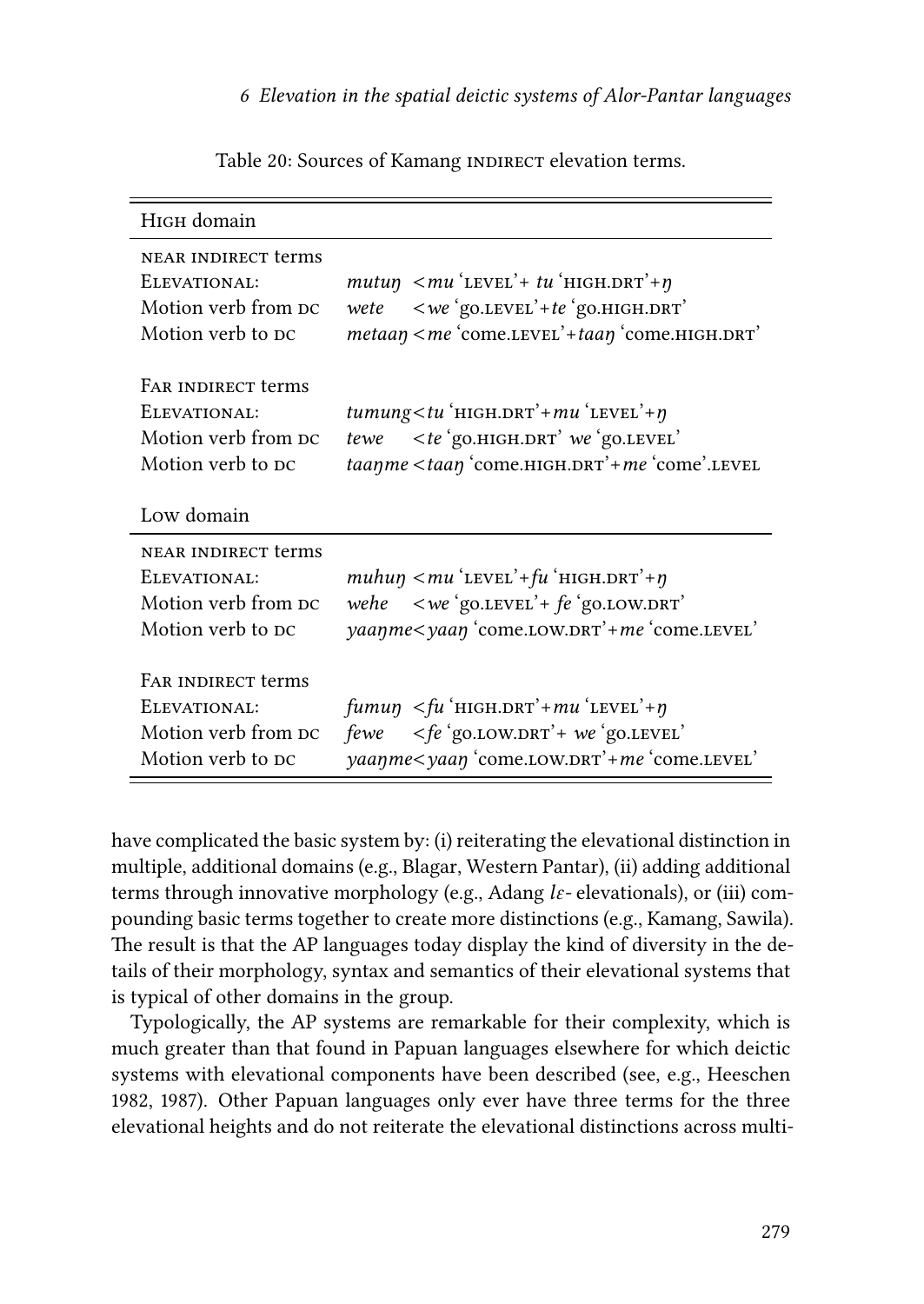Table 20: Sources of Kamang INDIRECT elevation terms.

| HIGH domain | |
|---|---|
| NEAR INDIRECT terms | |
| ELEVATIONAL: | *mutuŋ* <*mu* 'LEVEL'+ *tu* 'HIGH.DRT'+*ŋ* |
| Motion verb from DC | *wete* <*we* 'go.LEVEL'+*te* 'go.HIGH.DRT' |
| Motion verb to DC | *metaaŋ* <*me* 'come.LEVEL'+*taaŋ* 'come.HIGH.DRT' |
| FAR INDIRECT terms | |
| ELEVATIONAL: | *tumung*<*tu* 'HIGH.DRT'+*mu* 'LEVEL'+*ŋ* |
| Motion verb from DC | *tewe* <*te* 'go.HIGH.DRT' *we* 'go.LEVEL' |
| Motion verb to DC | *taaŋme* <*taaŋ* 'come.HIGH.DRT'+*me* 'come'.LEVEL |
| **LOW domain** | |
| NEAR INDIRECT terms | |
| ELEVATIONAL: | *muhuŋ* <*mu* 'LEVEL'+*fu* 'HIGH.DRT'+*ŋ* |
| Motion verb from DC | *wehe* <*we* 'go.LEVEL'+ *fe* 'go.LOW.DRT' |
| Motion verb to DC | *yaaŋme*<*yaaŋ* 'come.LOW.DRT'+*me* 'come.LEVEL' |
| FAR INDIRECT terms | |
| ELEVATIONAL: | *fumuŋ* <*fu* 'HIGH.DRT'+*mu* 'LEVEL'+*ŋ* |
| Motion verb from DC | *fewe* <*fe* 'go.LOW.DRT'+ *we* 'go.LEVEL' |
| Motion verb to DC | *yaaŋme*<*yaaŋ* 'come.LOW.DRT'+*me* 'come.LEVEL' |

have complicated the basic system by: (i) reiterating the elevational distinction in multiple, additional domains (e.g., Blagar, Western Pantar), (ii) adding additional terms through innovative morphology (e.g., Adang *lɛ-* elevationals), or (iii) compounding basic terms together to create more distinctions (e.g., Kamang, Sawila). The result is that the AP languages today display the kind of diversity in the details of their morphology, syntax and semantics of their elevational systems that is typical of other domains in the group.

Typologically, the AP systems are remarkable for their complexity, which is much greater than that found in Papuan languages elsewhere for which deictic systems with elevational components have been described (see, e.g., Heeschen 1982, 1987). Other Papuan languages only ever have three terms for the three elevational heights and do not reiterate the elevational distinctions across multi-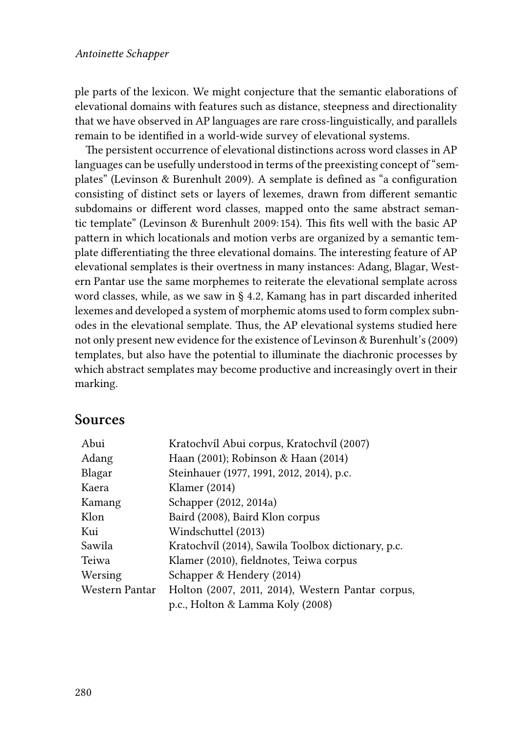ple parts of the lexicon. We might conjecture that the semantic elaborations of elevational domains with features such as distance, steepness and directionality that we have observed in AP languages are rare cross-linguistically, and parallels remain to be identified in a world-wide survey of elevational systems.

The persistent occurrence of elevational distinctions across word classes in AP languages can be usefully understood in terms of the preexisting concept of "semplates" (Levinson & Burenhult 2009). A semplate is defined as "a configuration consisting of distinct sets or layers of lexemes, drawn from different semantic subdomains or different word classes, mapped onto the same abstract semantic template" (Levinson & Burenhult 2009: 154). This fits well with the basic AP pattern in which locationals and motion verbs are organized by a semantic template differentiating the three elevational domains. The interesting feature of AP elevational semplates is their overtness in many instances: Adang, Blagar, Western Pantar use the same morphemes to reiterate the elevational semplate across word classes, while, as we saw in § 4.2, Kamang has in part discarded inherited lexemes and developed a system of morphemic atoms used to form complex subnodes in the elevational semplate. Thus, the AP elevational systems studied here not only present new evidence for the existence of Levinson & Burenhult's (2009) templates, but also have the potential to illuminate the diachronic processes by which abstract semplates may become productive and increasingly overt in their marking.

## Sources

| | |
|---|---|
| Abui | Kratochvíl Abui corpus, Kratochvíl (2007) |
| Adang | Haan (2001); Robinson & Haan (2014) |
| Blagar | Steinhauer (1977, 1991, 2012, 2014), p.c. |
| Kaera | Klamer (2014) |
| Kamang | Schapper (2012, 2014a) |
| Klon | Baird (2008), Baird Klon corpus |
| Kui | Windschuttel (2013) |
| Sawila | Kratochvíl (2014), Sawila Toolbox dictionary, p.c. |
| Teiwa | Klamer (2010), fieldnotes, Teiwa corpus |
| Wersing | Schapper & Hendery (2014) |
| Western Pantar | Holton (2007, 2011, 2014), Western Pantar corpus, p.c., Holton & Lamma Koly (2008) |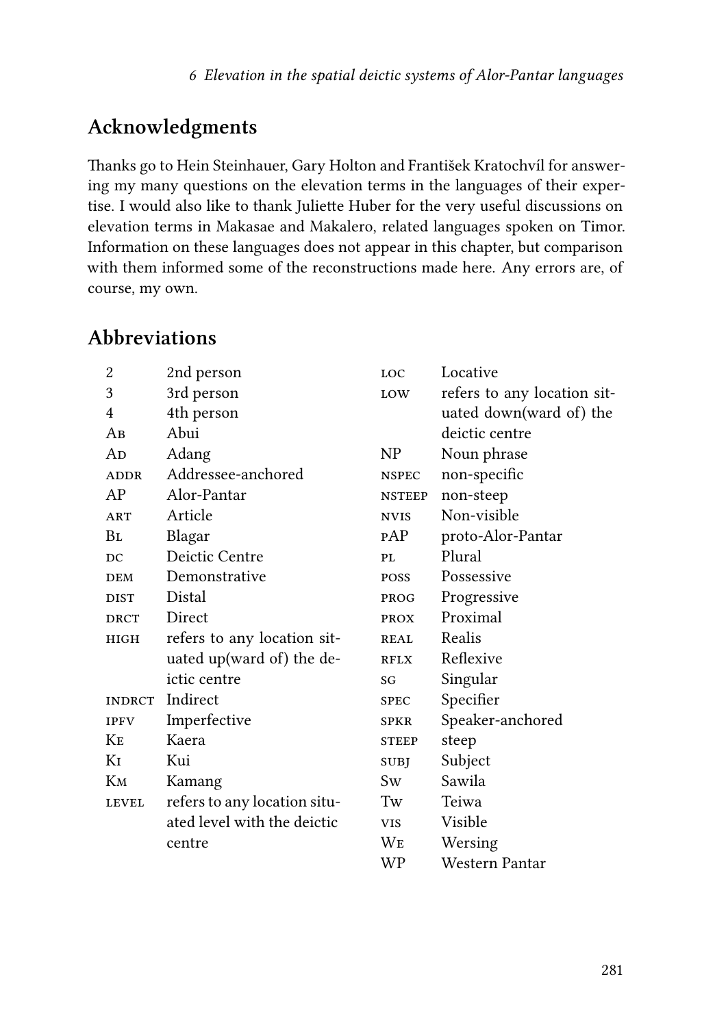## Acknowledgments

Thanks go to Hein Steinhauer, Gary Holton and František Kratochvíl for answering my many questions on the elevation terms in the languages of their expertise. I would also like to thank Juliette Huber for the very useful discussions on elevation terms in Makasae and Makalero, related languages spoken on Timor. Information on these languages does not appear in this chapter, but comparison with them informed some of the reconstructions made here. Any errors are, of course, my own.

## Abbreviations

| | |
|---|---|
| 2 | 2nd person |
| 3 | 3rd person |
| 4 | 4th person |
| Ab | Abui |
| Ad | Adang |
| ADDR | Addressee-anchored |
| AP | Alor-Pantar |
| ART | Article |
| Bl | Blagar |
| DC | Deictic Centre |
| DEM | Demonstrative |
| DIST | Distal |
| DRCT | Direct |
| HIGH | refers to any location situated up(ward of) the deictic centre |
| INDRCT | Indirect |
| IPFV | Imperfective |
| Ke | Kaera |
| Ki | Kui |
| Km | Kamang |
| LEVEL | refers to any location situated level with the deictic centre |
| LOC | Locative |
| LOW | refers to any location situated down(ward of) the deictic centre |
| NP | Noun phrase |
| NSPEC | non-specific |
| NSTEEP | non-steep |
| NVIS | Non-visible |
| pAP | proto-Alor-Pantar |
| PL | Plural |
| POSS | Possessive |
| PROG | Progressive |
| PROX | Proximal |
| REAL | Realis |
| RFLX | Reflexive |
| SG | Singular |
| SPEC | Specifier |
| SPKR | Speaker-anchored |
| STEEP | steep |
| SUBJ | Subject |
| Sw | Sawila |
| Tw | Teiwa |
| VIS | Visible |
| We | Wersing |
| WP | Western Pantar |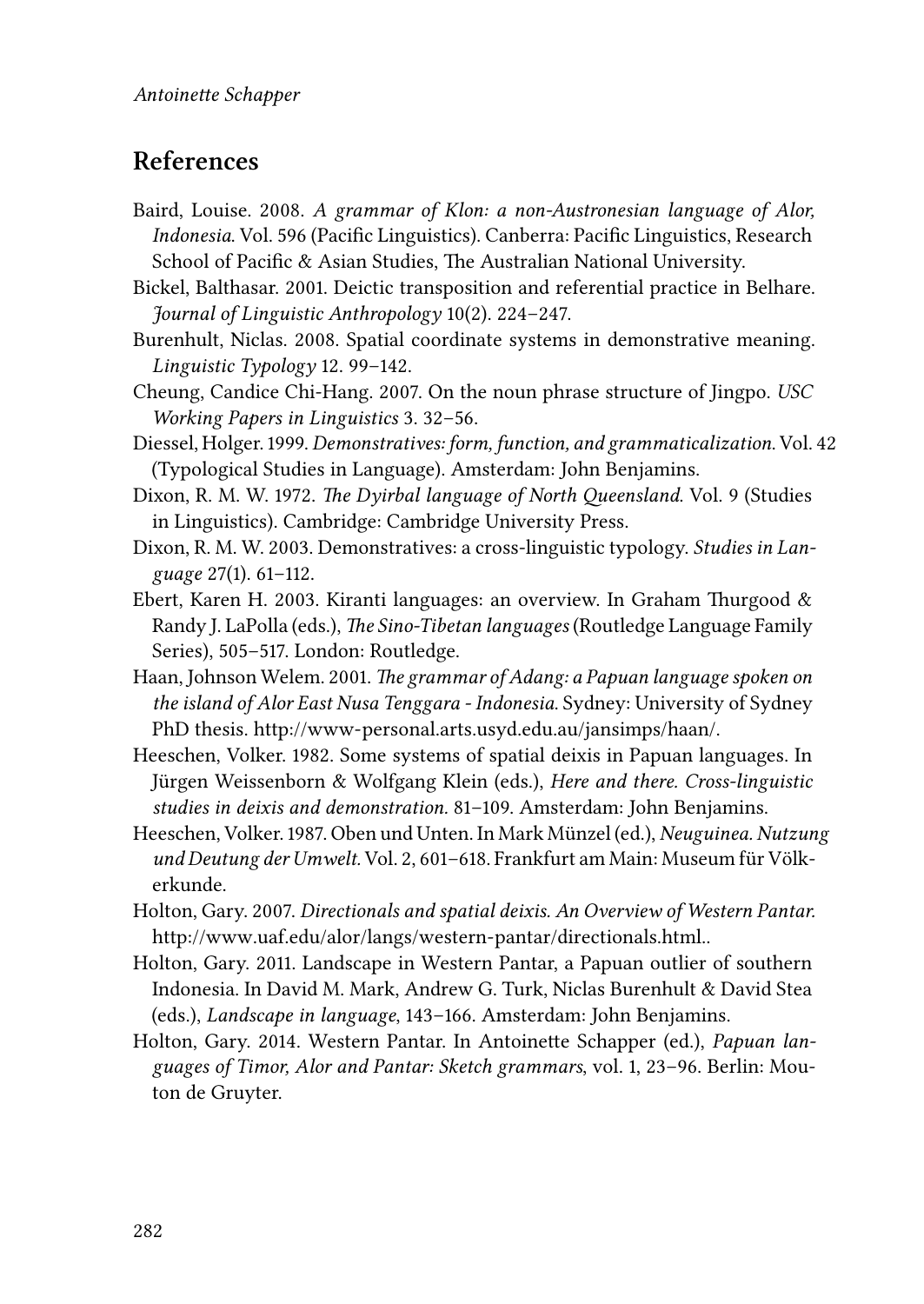## References

Baird, Louise. 2008. *A grammar of Klon: a non-Austronesian language of Alor, Indonesia*. Vol. 596 (Pacific Linguistics). Canberra: Pacific Linguistics, Research School of Pacific & Asian Studies, The Australian National University.

Bickel, Balthasar. 2001. Deictic transposition and referential practice in Belhare. *Journal of Linguistic Anthropology* 10(2). 224–247.

Burenhult, Niclas. 2008. Spatial coordinate systems in demonstrative meaning. *Linguistic Typology* 12. 99–142.

Cheung, Candice Chi-Hang. 2007. On the noun phrase structure of Jingpo. *USC Working Papers in Linguistics* 3. 32–56.

Diessel, Holger. 1999. *Demonstratives: form, function, and grammaticalization.* Vol. 42 (Typological Studies in Language). Amsterdam: John Benjamins.

Dixon, R. M. W. 1972. *The Dyirbal language of North Queensland.* Vol. 9 (Studies in Linguistics). Cambridge: Cambridge University Press.

Dixon, R. M. W. 2003. Demonstratives: a cross-linguistic typology. *Studies in Language* 27(1). 61–112.

Ebert, Karen H. 2003. Kiranti languages: an overview. In Graham Thurgood & Randy J. LaPolla (eds.), *The Sino-Tibetan languages* (Routledge Language Family Series), 505–517. London: Routledge.

Haan, Johnson Welem. 2001. *The grammar of Adang: a Papuan language spoken on the island of Alor East Nusa Tenggara - Indonesia.* Sydney: University of Sydney PhD thesis. http://www-personal.arts.usyd.edu.au/jansimps/haan/.

Heeschen, Volker. 1982. Some systems of spatial deixis in Papuan languages. In Jürgen Weissenborn & Wolfgang Klein (eds.), *Here and there. Cross-linguistic studies in deixis and demonstration.* 81–109. Amsterdam: John Benjamins.

Heeschen, Volker. 1987. Oben und Unten. In Mark Münzel (ed.), *Neuguinea. Nutzung und Deutung der Umwelt.* Vol. 2, 601–618. Frankfurt am Main: Museum für Völkerkunde.

Holton, Gary. 2007. *Directionals and spatial deixis. An Overview of Western Pantar.* http://www.uaf.edu/alor/langs/western-pantar/directionals.html..

Holton, Gary. 2011. Landscape in Western Pantar, a Papuan outlier of southern Indonesia. In David M. Mark, Andrew G. Turk, Niclas Burenhult & David Stea (eds.), *Landscape in language*, 143–166. Amsterdam: John Benjamins.

Holton, Gary. 2014. Western Pantar. In Antoinette Schapper (ed.), *Papuan languages of Timor, Alor and Pantar: Sketch grammars*, vol. 1, 23–96. Berlin: Mouton de Gruyter.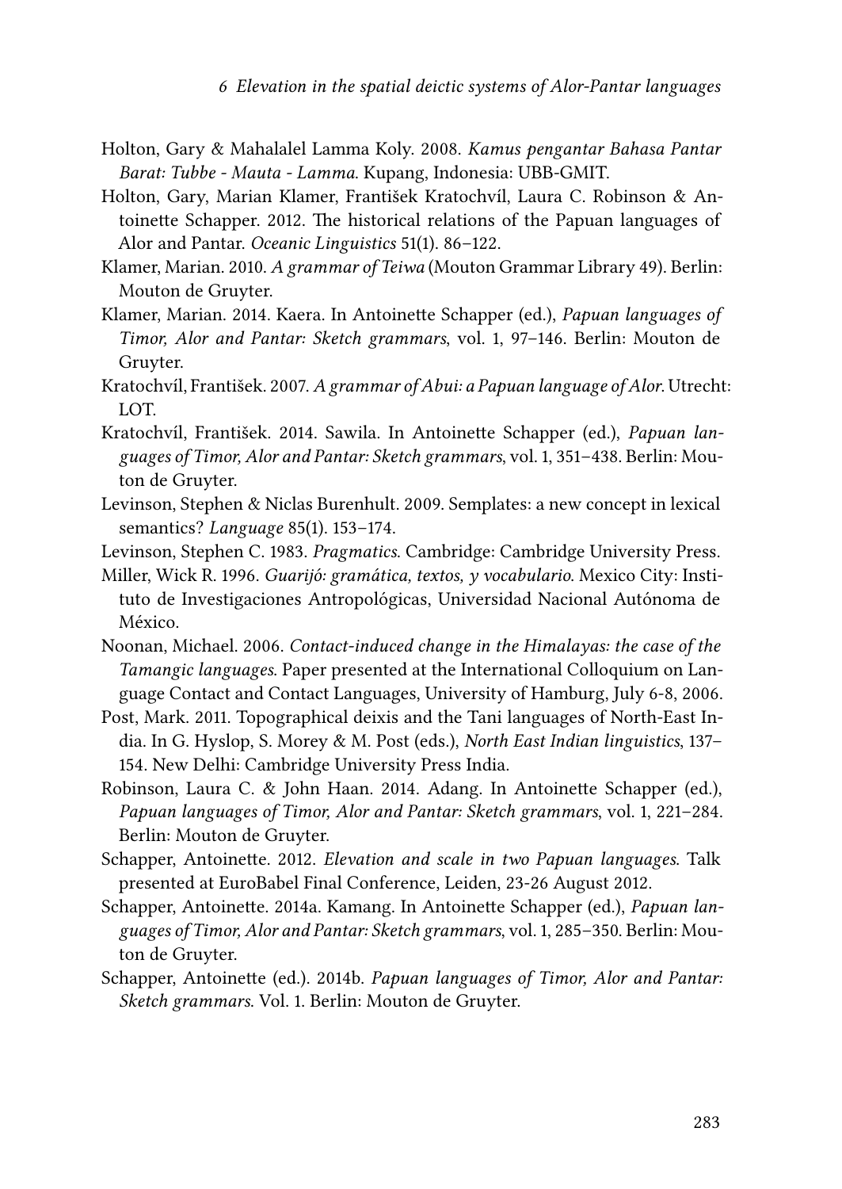Holton, Gary & Mahalalel Lamma Koly. 2008. *Kamus pengantar Bahasa Pantar Barat: Tubbe - Mauta - Lamma*. Kupang, Indonesia: UBB-GMIT.

Holton, Gary, Marian Klamer, František Kratochvíl, Laura C. Robinson & Antoinette Schapper. 2012. The historical relations of the Papuan languages of Alor and Pantar. *Oceanic Linguistics* 51(1). 86–122.

Klamer, Marian. 2010. *A grammar of Teiwa* (Mouton Grammar Library 49). Berlin: Mouton de Gruyter.

Klamer, Marian. 2014. Kaera. In Antoinette Schapper (ed.), *Papuan languages of Timor, Alor and Pantar: Sketch grammars*, vol. 1, 97–146. Berlin: Mouton de Gruyter.

Kratochvíl, František. 2007. *A grammar of Abui: a Papuan language of Alor*. Utrecht: LOT.

Kratochvíl, František. 2014. Sawila. In Antoinette Schapper (ed.), *Papuan languages of Timor, Alor and Pantar: Sketch grammars*, vol. 1, 351–438. Berlin: Mouton de Gruyter.

Levinson, Stephen & Niclas Burenhult. 2009. Semplates: a new concept in lexical semantics? *Language* 85(1). 153–174.

Levinson, Stephen C. 1983. *Pragmatics*. Cambridge: Cambridge University Press.

Miller, Wick R. 1996. *Guarijó: gramática, textos, y vocabulario*. Mexico City: Instituto de Investigaciones Antropológicas, Universidad Nacional Autónoma de México.

Noonan, Michael. 2006. *Contact-induced change in the Himalayas: the case of the Tamangic languages*. Paper presented at the International Colloquium on Language Contact and Contact Languages, University of Hamburg, July 6-8, 2006.

Post, Mark. 2011. Topographical deixis and the Tani languages of North-East India. In G. Hyslop, S. Morey & M. Post (eds.), *North East Indian linguistics*, 137–154. New Delhi: Cambridge University Press India.

Robinson, Laura C. & John Haan. 2014. Adang. In Antoinette Schapper (ed.), *Papuan languages of Timor, Alor and Pantar: Sketch grammars*, vol. 1, 221–284. Berlin: Mouton de Gruyter.

Schapper, Antoinette. 2012. *Elevation and scale in two Papuan languages*. Talk presented at EuroBabel Final Conference, Leiden, 23-26 August 2012.

Schapper, Antoinette. 2014a. Kamang. In Antoinette Schapper (ed.), *Papuan languages of Timor, Alor and Pantar: Sketch grammars*, vol. 1, 285–350. Berlin: Mouton de Gruyter.

Schapper, Antoinette (ed.). 2014b. *Papuan languages of Timor, Alor and Pantar: Sketch grammars*. Vol. 1. Berlin: Mouton de Gruyter.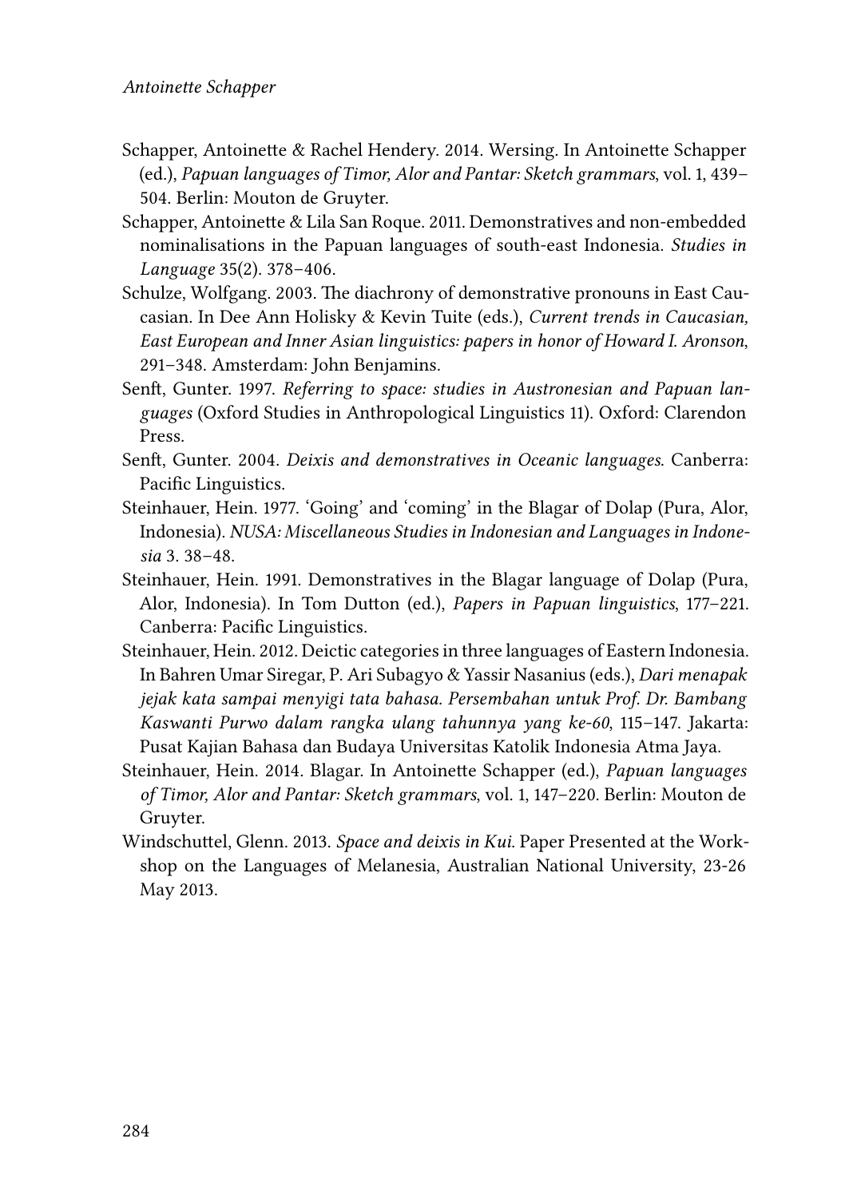Schapper, Antoinette & Rachel Hendery. 2014. Wersing. In Antoinette Schapper (ed.), *Papuan languages of Timor, Alor and Pantar: Sketch grammars*, vol. 1, 439–504. Berlin: Mouton de Gruyter.

Schapper, Antoinette & Lila San Roque. 2011. Demonstratives and non-embedded nominalisations in the Papuan languages of south-east Indonesia. *Studies in Language* 35(2). 378–406.

Schulze, Wolfgang. 2003. The diachrony of demonstrative pronouns in East Caucasian. In Dee Ann Holisky & Kevin Tuite (eds.), *Current trends in Caucasian, East European and Inner Asian linguistics: papers in honor of Howard I. Aronson*, 291–348. Amsterdam: John Benjamins.

Senft, Gunter. 1997. *Referring to space: studies in Austronesian and Papuan languages* (Oxford Studies in Anthropological Linguistics 11). Oxford: Clarendon Press.

Senft, Gunter. 2004. *Deixis and demonstratives in Oceanic languages*. Canberra: Pacific Linguistics.

Steinhauer, Hein. 1977. 'Going' and 'coming' in the Blagar of Dolap (Pura, Alor, Indonesia). *NUSA: Miscellaneous Studies in Indonesian and Languages in Indonesia* 3. 38–48.

Steinhauer, Hein. 1991. Demonstratives in the Blagar language of Dolap (Pura, Alor, Indonesia). In Tom Dutton (ed.), *Papers in Papuan linguistics*, 177–221. Canberra: Pacific Linguistics.

Steinhauer, Hein. 2012. Deictic categories in three languages of Eastern Indonesia. In Bahren Umar Siregar, P. Ari Subagyo & Yassir Nasanius (eds.), *Dari menapak jejak kata sampai menyigi tata bahasa. Persembahan untuk Prof. Dr. Bambang Kaswanti Purwo dalam rangka ulang tahunnya yang ke-60*, 115–147. Jakarta: Pusat Kajian Bahasa dan Budaya Universitas Katolik Indonesia Atma Jaya.

Steinhauer, Hein. 2014. Blagar. In Antoinette Schapper (ed.), *Papuan languages of Timor, Alor and Pantar: Sketch grammars*, vol. 1, 147–220. Berlin: Mouton de Gruyter.

Windschuttel, Glenn. 2013. *Space and deixis in Kui*. Paper Presented at the Workshop on the Languages of Melanesia, Australian National University, 23-26 May 2013.